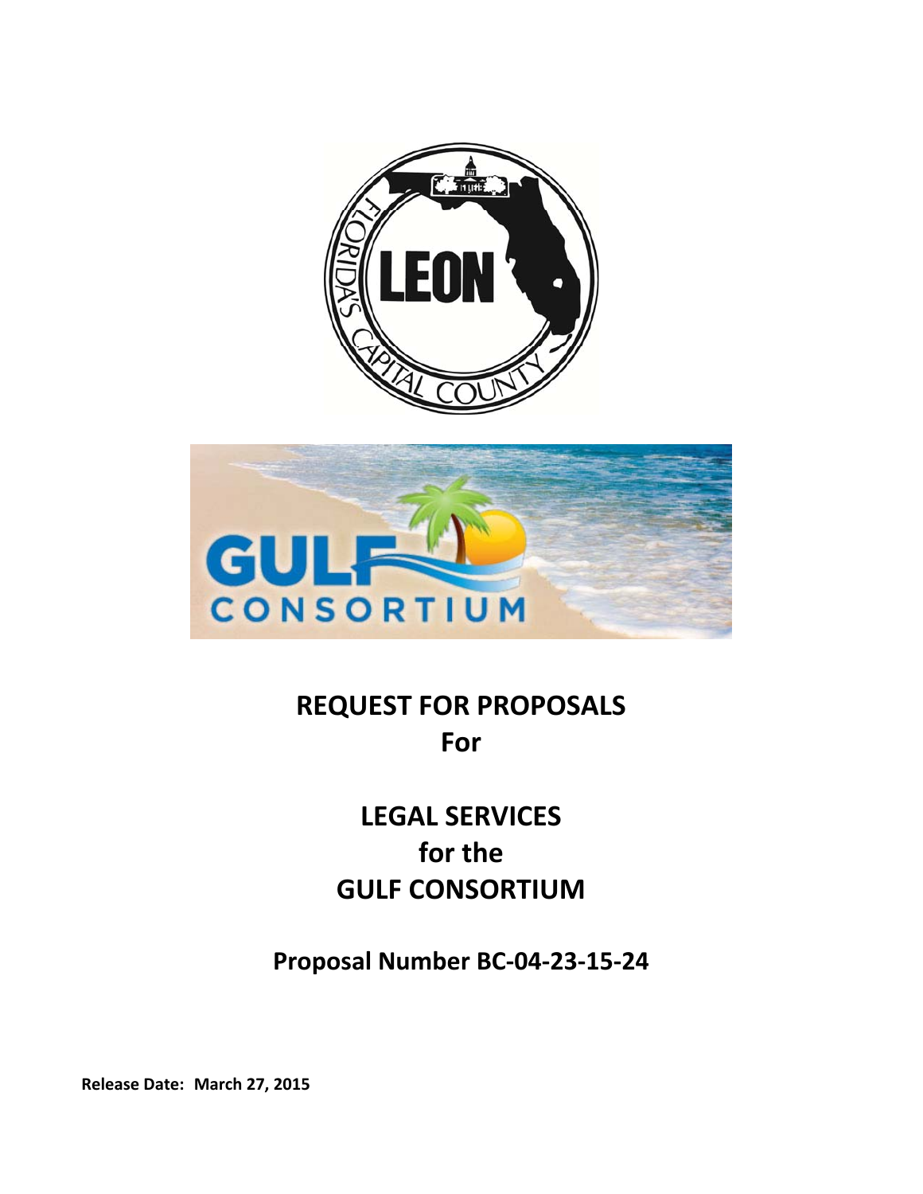# REQUEST FOR PROPOSALS
# For

# LEGAL SERVICES
# for the
# GULF CONSORTIUM

## Proposal Number BC-04-23-15-24

**Release Date: March 27, 2015**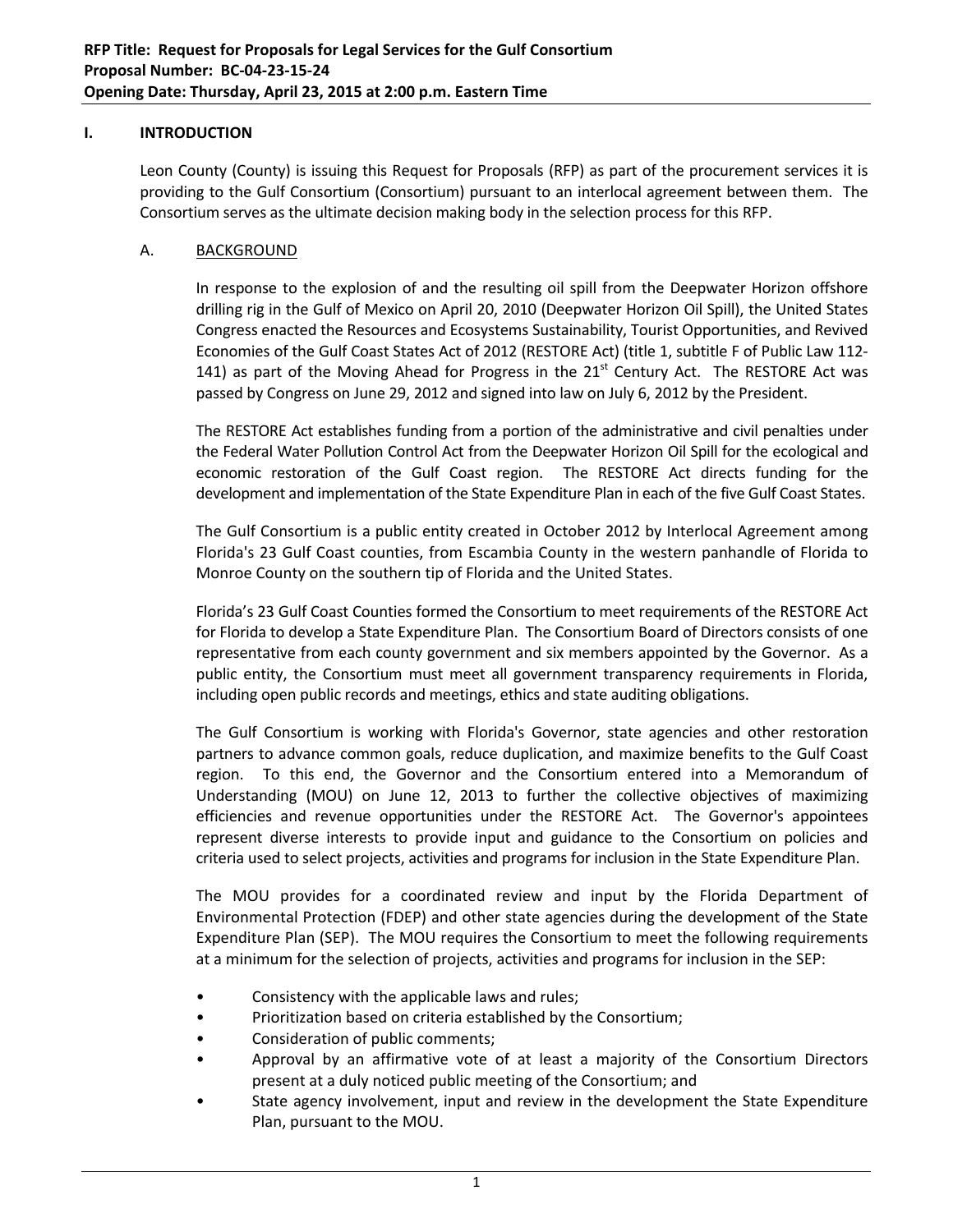**RFP Title: Request for Proposals for Legal Services for the Gulf Consortium**
**Proposal Number: BC-04-23-15-24**
**Opening Date: Thursday, April 23, 2015 at 2:00 p.m. Eastern Time**

## I. INTRODUCTION

Leon County (County) is issuing this Request for Proposals (RFP) as part of the procurement services it is providing to the Gulf Consortium (Consortium) pursuant to an interlocal agreement between them. The Consortium serves as the ultimate decision making body in the selection process for this RFP.

### A. BACKGROUND

In response to the explosion of and the resulting oil spill from the Deepwater Horizon offshore drilling rig in the Gulf of Mexico on April 20, 2010 (Deepwater Horizon Oil Spill), the United States Congress enacted the Resources and Ecosystems Sustainability, Tourist Opportunities, and Revived Economies of the Gulf Coast States Act of 2012 (RESTORE Act) (title 1, subtitle F of Public Law 112-141) as part of the Moving Ahead for Progress in the 21st Century Act. The RESTORE Act was passed by Congress on June 29, 2012 and signed into law on July 6, 2012 by the President.

The RESTORE Act establishes funding from a portion of the administrative and civil penalties under the Federal Water Pollution Control Act from the Deepwater Horizon Oil Spill for the ecological and economic restoration of the Gulf Coast region. The RESTORE Act directs funding for the development and implementation of the State Expenditure Plan in each of the five Gulf Coast States.

The Gulf Consortium is a public entity created in October 2012 by Interlocal Agreement among Florida's 23 Gulf Coast counties, from Escambia County in the western panhandle of Florida to Monroe County on the southern tip of Florida and the United States.

Florida's 23 Gulf Coast Counties formed the Consortium to meet requirements of the RESTORE Act for Florida to develop a State Expenditure Plan. The Consortium Board of Directors consists of one representative from each county government and six members appointed by the Governor. As a public entity, the Consortium must meet all government transparency requirements in Florida, including open public records and meetings, ethics and state auditing obligations.

The Gulf Consortium is working with Florida's Governor, state agencies and other restoration partners to advance common goals, reduce duplication, and maximize benefits to the Gulf Coast region. To this end, the Governor and the Consortium entered into a Memorandum of Understanding (MOU) on June 12, 2013 to further the collective objectives of maximizing efficiencies and revenue opportunities under the RESTORE Act. The Governor's appointees represent diverse interests to provide input and guidance to the Consortium on policies and criteria used to select projects, activities and programs for inclusion in the State Expenditure Plan.

The MOU provides for a coordinated review and input by the Florida Department of Environmental Protection (FDEP) and other state agencies during the development of the State Expenditure Plan (SEP). The MOU requires the Consortium to meet the following requirements at a minimum for the selection of projects, activities and programs for inclusion in the SEP:

- Consistency with the applicable laws and rules;
- Prioritization based on criteria established by the Consortium;
- Consideration of public comments;
- Approval by an affirmative vote of at least a majority of the Consortium Directors present at a duly noticed public meeting of the Consortium; and
- State agency involvement, input and review in the development the State Expenditure Plan, pursuant to the MOU.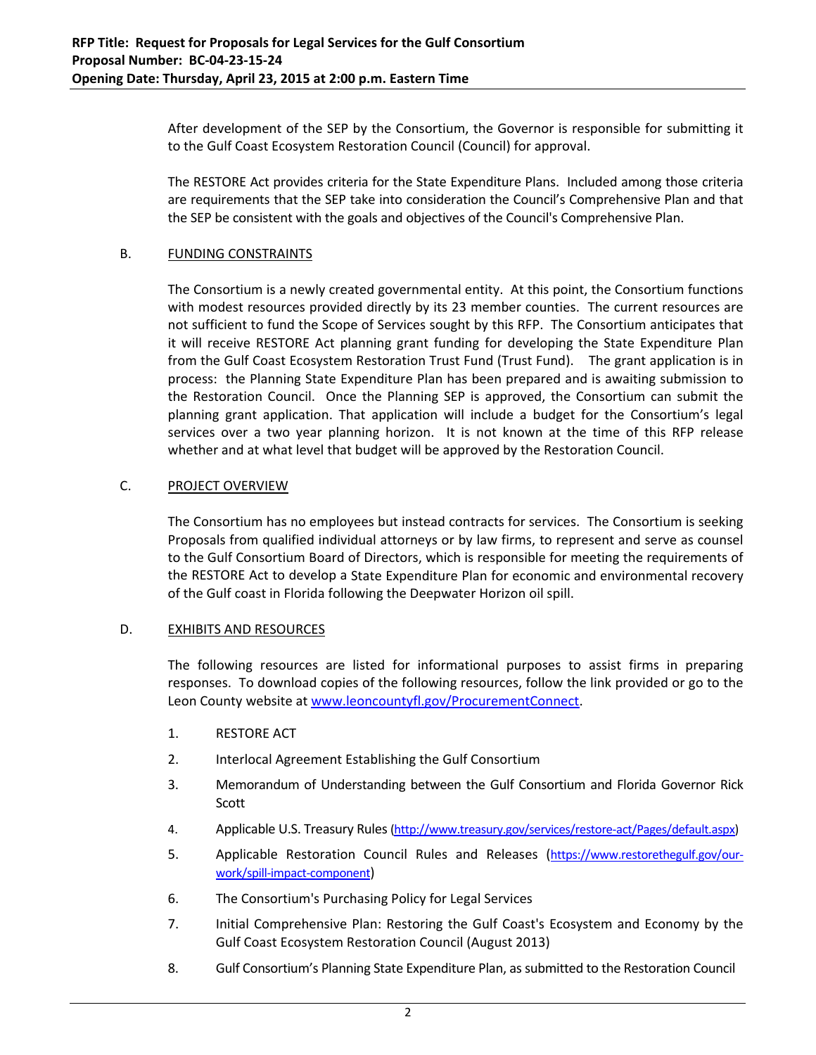After development of the SEP by the Consortium, the Governor is responsible for submitting it to the Gulf Coast Ecosystem Restoration Council (Council) for approval.

The RESTORE Act provides criteria for the State Expenditure Plans. Included among those criteria are requirements that the SEP take into consideration the Council's Comprehensive Plan and that the SEP be consistent with the goals and objectives of the Council's Comprehensive Plan.

B. FUNDING CONSTRAINTS

The Consortium is a newly created governmental entity. At this point, the Consortium functions with modest resources provided directly by its 23 member counties. The current resources are not sufficient to fund the Scope of Services sought by this RFP. The Consortium anticipates that it will receive RESTORE Act planning grant funding for developing the State Expenditure Plan from the Gulf Coast Ecosystem Restoration Trust Fund (Trust Fund). The grant application is in process: the Planning State Expenditure Plan has been prepared and is awaiting submission to the Restoration Council. Once the Planning SEP is approved, the Consortium can submit the planning grant application. That application will include a budget for the Consortium's legal services over a two year planning horizon. It is not known at the time of this RFP release whether and at what level that budget will be approved by the Restoration Council.

C. PROJECT OVERVIEW

The Consortium has no employees but instead contracts for services. The Consortium is seeking Proposals from qualified individual attorneys or by law firms, to represent and serve as counsel to the Gulf Consortium Board of Directors, which is responsible for meeting the requirements of the RESTORE Act to develop a State Expenditure Plan for economic and environmental recovery of the Gulf coast in Florida following the Deepwater Horizon oil spill.

D. EXHIBITS AND RESOURCES

The following resources are listed for informational purposes to assist firms in preparing responses. To download copies of the following resources, follow the link provided or go to the Leon County website at www.leoncountyfl.gov/ProcurementConnect.

1. RESTORE ACT
2. Interlocal Agreement Establishing the Gulf Consortium
3. Memorandum of Understanding between the Gulf Consortium and Florida Governor Rick Scott
4. Applicable U.S. Treasury Rules (http://www.treasury.gov/services/restore-act/Pages/default.aspx)
5. Applicable Restoration Council Rules and Releases (https://www.restorethegulf.gov/our-work/spill-impact-component)
6. The Consortium's Purchasing Policy for Legal Services
7. Initial Comprehensive Plan: Restoring the Gulf Coast's Ecosystem and Economy by the Gulf Coast Ecosystem Restoration Council (August 2013)
8. Gulf Consortium's Planning State Expenditure Plan, as submitted to the Restoration Council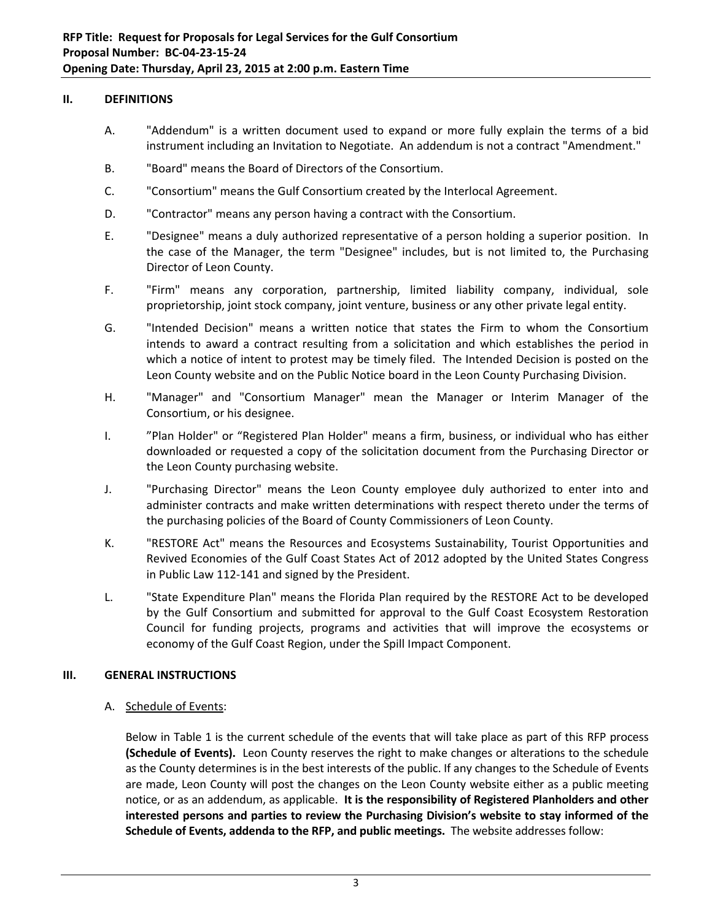## II. DEFINITIONS

A. "Addendum" is a written document used to expand or more fully explain the terms of a bid instrument including an Invitation to Negotiate. An addendum is not a contract "Amendment."

B. "Board" means the Board of Directors of the Consortium.

C. "Consortium" means the Gulf Consortium created by the Interlocal Agreement.

D. "Contractor" means any person having a contract with the Consortium.

E. "Designee" means a duly authorized representative of a person holding a superior position. In the case of the Manager, the term "Designee" includes, but is not limited to, the Purchasing Director of Leon County.

F. "Firm" means any corporation, partnership, limited liability company, individual, sole proprietorship, joint stock company, joint venture, business or any other private legal entity.

G. "Intended Decision" means a written notice that states the Firm to whom the Consortium intends to award a contract resulting from a solicitation and which establishes the period in which a notice of intent to protest may be timely filed. The Intended Decision is posted on the Leon County website and on the Public Notice board in the Leon County Purchasing Division.

H. "Manager" and "Consortium Manager" mean the Manager or Interim Manager of the Consortium, or his designee.

I. "Plan Holder" or "Registered Plan Holder" means a firm, business, or individual who has either downloaded or requested a copy of the solicitation document from the Purchasing Director or the Leon County purchasing website.

J. "Purchasing Director" means the Leon County employee duly authorized to enter into and administer contracts and make written determinations with respect thereto under the terms of the purchasing policies of the Board of County Commissioners of Leon County.

K. "RESTORE Act" means the Resources and Ecosystems Sustainability, Tourist Opportunities and Revived Economies of the Gulf Coast States Act of 2012 adopted by the United States Congress in Public Law 112-141 and signed by the President.

L. "State Expenditure Plan" means the Florida Plan required by the RESTORE Act to be developed by the Gulf Consortium and submitted for approval to the Gulf Coast Ecosystem Restoration Council for funding projects, programs and activities that will improve the ecosystems or economy of the Gulf Coast Region, under the Spill Impact Component.

## III. GENERAL INSTRUCTIONS

A. Schedule of Events:

Below in Table 1 is the current schedule of the events that will take place as part of this RFP process **(Schedule of Events).** Leon County reserves the right to make changes or alterations to the schedule as the County determines is in the best interests of the public. If any changes to the Schedule of Events are made, Leon County will post the changes on the Leon County website either as a public meeting notice, or as an addendum, as applicable. **It is the responsibility of Registered Planholders and other interested persons and parties to review the Purchasing Division's website to stay informed of the Schedule of Events, addenda to the RFP, and public meetings.** The website addresses follow: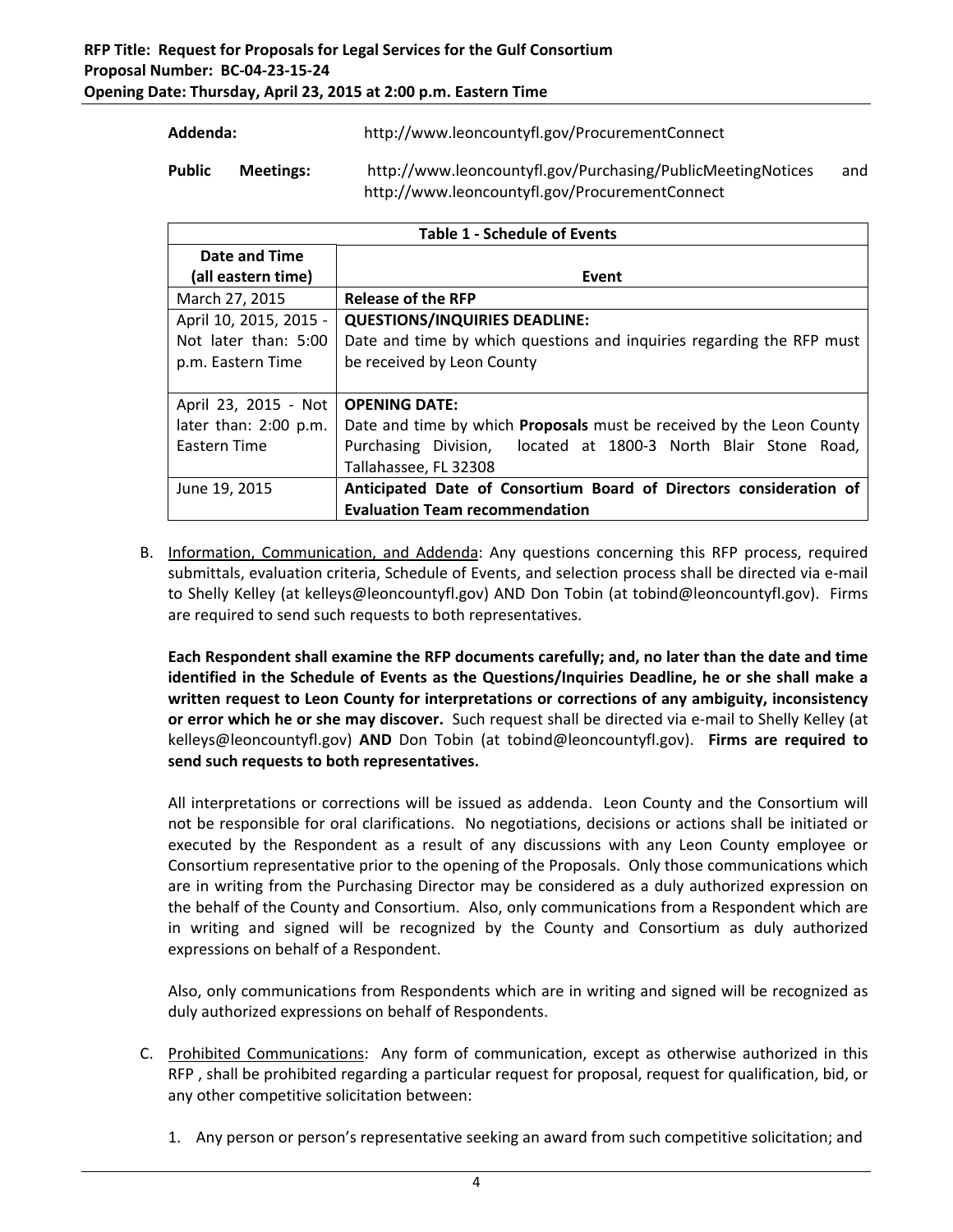**Addenda:** http://www.leoncountyfl.gov/ProcurementConnect

**Public Meetings:** http://www.leoncountyfl.gov/Purchasing/PublicMeetingNotices and http://www.leoncountyfl.gov/ProcurementConnect

| Table 1 - Schedule of Events | |
|---|---|
| **Date and Time (all eastern time)** | **Event** |
| March 27, 2015 | **Release of the RFP** |
| April 10, 2015, 2015 - Not later than: 5:00 p.m. Eastern Time | **QUESTIONS/INQUIRIES DEADLINE:** Date and time by which questions and inquiries regarding the RFP must be received by Leon County |
| April 23, 2015 - Not later than: 2:00 p.m. Eastern Time | **OPENING DATE:** Date and time by which **Proposals** must be received by the Leon County Purchasing Division, located at 1800-3 North Blair Stone Road, Tallahassee, FL 32308 |
| June 19, 2015 | **Anticipated Date of Consortium Board of Directors consideration of Evaluation Team recommendation** |

B. Information, Communication, and Addenda: Any questions concerning this RFP process, required submittals, evaluation criteria, Schedule of Events, and selection process shall be directed via e-mail to Shelly Kelley (at kelleys@leoncountyfl.gov) AND Don Tobin (at tobind@leoncountyfl.gov). Firms are required to send such requests to both representatives.

**Each Respondent shall examine the RFP documents carefully; and, no later than the date and time identified in the Schedule of Events as the Questions/Inquiries Deadline, he or she shall make a written request to Leon County for interpretations or corrections of any ambiguity, inconsistency or error which he or she may discover.** Such request shall be directed via e-mail to Shelly Kelley (at kelleys@leoncountyfl.gov) **AND** Don Tobin (at tobind@leoncountyfl.gov). **Firms are required to send such requests to both representatives.**

All interpretations or corrections will be issued as addenda. Leon County and the Consortium will not be responsible for oral clarifications. No negotiations, decisions or actions shall be initiated or executed by the Respondent as a result of any discussions with any Leon County employee or Consortium representative prior to the opening of the Proposals. Only those communications which are in writing from the Purchasing Director may be considered as a duly authorized expression on the behalf of the County and Consortium. Also, only communications from a Respondent which are in writing and signed will be recognized by the County and Consortium as duly authorized expressions on behalf of a Respondent.

Also, only communications from Respondents which are in writing and signed will be recognized as duly authorized expressions on behalf of Respondents.

C. Prohibited Communications: Any form of communication, except as otherwise authorized in this RFP , shall be prohibited regarding a particular request for proposal, request for qualification, bid, or any other competitive solicitation between:

1. Any person or person's representative seeking an award from such competitive solicitation; and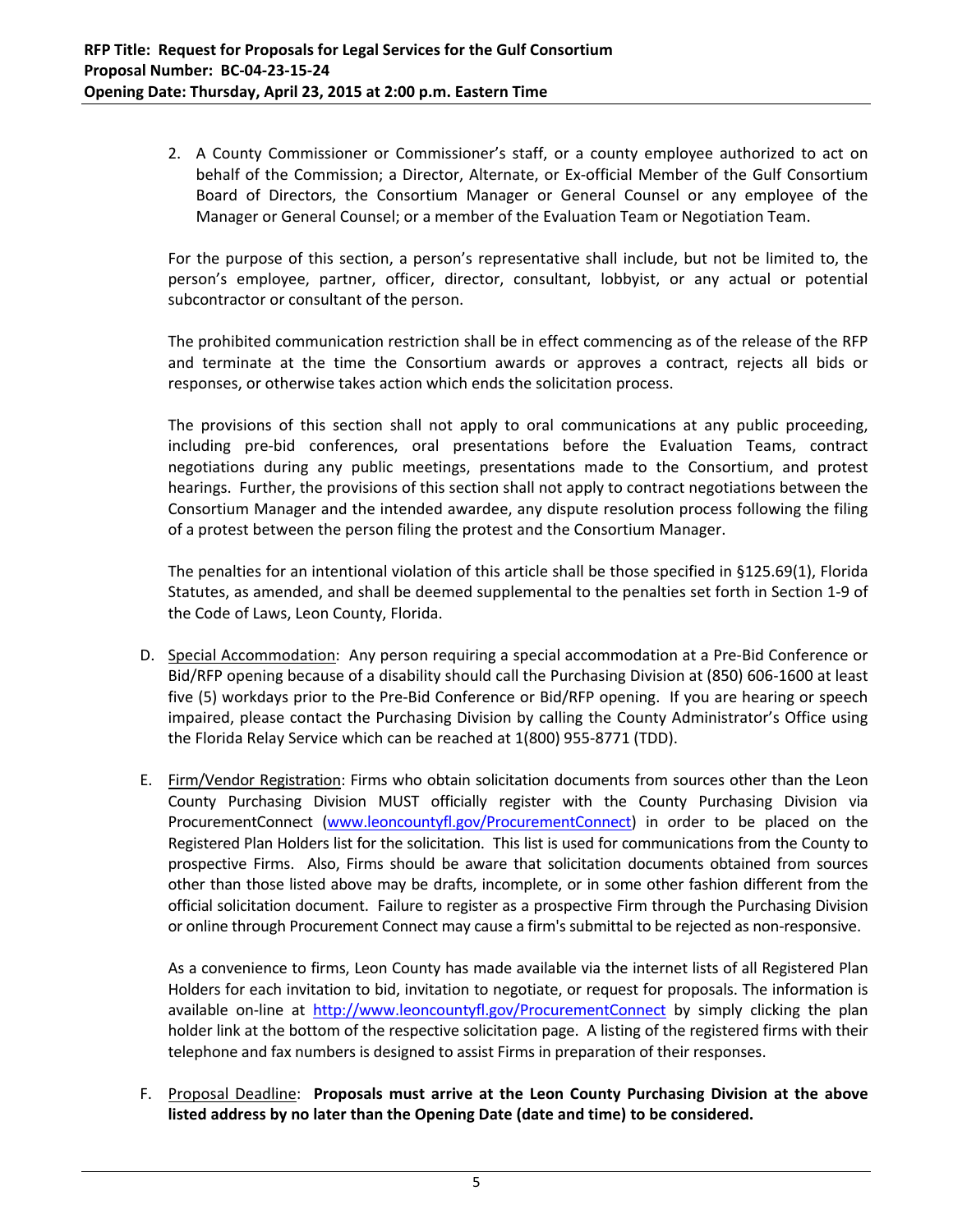2. A County Commissioner or Commissioner's staff, or a county employee authorized to act on behalf of the Commission; a Director, Alternate, or Ex-official Member of the Gulf Consortium Board of Directors, the Consortium Manager or General Counsel or any employee of the Manager or General Counsel; or a member of the Evaluation Team or Negotiation Team.

For the purpose of this section, a person's representative shall include, but not be limited to, the person's employee, partner, officer, director, consultant, lobbyist, or any actual or potential subcontractor or consultant of the person.

The prohibited communication restriction shall be in effect commencing as of the release of the RFP and terminate at the time the Consortium awards or approves a contract, rejects all bids or responses, or otherwise takes action which ends the solicitation process.

The provisions of this section shall not apply to oral communications at any public proceeding, including pre-bid conferences, oral presentations before the Evaluation Teams, contract negotiations during any public meetings, presentations made to the Consortium, and protest hearings. Further, the provisions of this section shall not apply to contract negotiations between the Consortium Manager and the intended awardee, any dispute resolution process following the filing of a protest between the person filing the protest and the Consortium Manager.

The penalties for an intentional violation of this article shall be those specified in §125.69(1), Florida Statutes, as amended, and shall be deemed supplemental to the penalties set forth in Section 1-9 of the Code of Laws, Leon County, Florida.

D. Special Accommodation: Any person requiring a special accommodation at a Pre-Bid Conference or Bid/RFP opening because of a disability should call the Purchasing Division at (850) 606-1600 at least five (5) workdays prior to the Pre-Bid Conference or Bid/RFP opening. If you are hearing or speech impaired, please contact the Purchasing Division by calling the County Administrator's Office using the Florida Relay Service which can be reached at 1(800) 955-8771 (TDD).

E. Firm/Vendor Registration: Firms who obtain solicitation documents from sources other than the Leon County Purchasing Division MUST officially register with the County Purchasing Division via ProcurementConnect (www.leoncountyfl.gov/ProcurementConnect) in order to be placed on the Registered Plan Holders list for the solicitation. This list is used for communications from the County to prospective Firms. Also, Firms should be aware that solicitation documents obtained from sources other than those listed above may be drafts, incomplete, or in some other fashion different from the official solicitation document. Failure to register as a prospective Firm through the Purchasing Division or online through Procurement Connect may cause a firm's submittal to be rejected as non-responsive.

As a convenience to firms, Leon County has made available via the internet lists of all Registered Plan Holders for each invitation to bid, invitation to negotiate, or request for proposals. The information is available on-line at http://www.leoncountyfl.gov/ProcurementConnect by simply clicking the plan holder link at the bottom of the respective solicitation page. A listing of the registered firms with their telephone and fax numbers is designed to assist Firms in preparation of their responses.

F. Proposal Deadline: **Proposals must arrive at the Leon County Purchasing Division at the above listed address by no later than the Opening Date (date and time) to be considered.**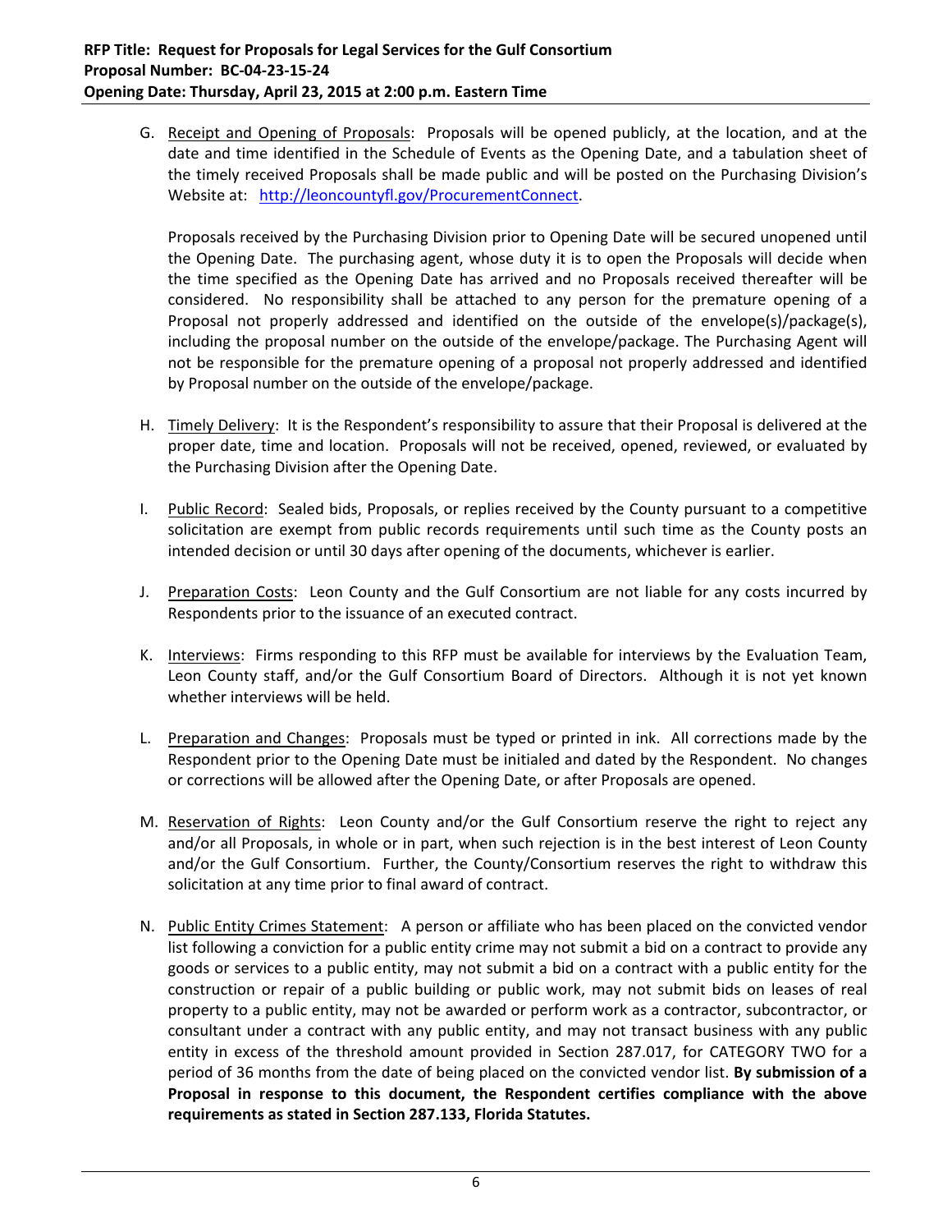G. Receipt and Opening of Proposals: Proposals will be opened publicly, at the location, and at the date and time identified in the Schedule of Events as the Opening Date, and a tabulation sheet of the timely received Proposals shall be made public and will be posted on the Purchasing Division's Website at: http://leoncountyfl.gov/ProcurementConnect.

   Proposals received by the Purchasing Division prior to Opening Date will be secured unopened until the Opening Date. The purchasing agent, whose duty it is to open the Proposals will decide when the time specified as the Opening Date has arrived and no Proposals received thereafter will be considered. No responsibility shall be attached to any person for the premature opening of a Proposal not properly addressed and identified on the outside of the envelope(s)/package(s), including the proposal number on the outside of the envelope/package. The Purchasing Agent will not be responsible for the premature opening of a proposal not properly addressed and identified by Proposal number on the outside of the envelope/package.

H. Timely Delivery: It is the Respondent's responsibility to assure that their Proposal is delivered at the proper date, time and location. Proposals will not be received, opened, reviewed, or evaluated by the Purchasing Division after the Opening Date.

I. Public Record: Sealed bids, Proposals, or replies received by the County pursuant to a competitive solicitation are exempt from public records requirements until such time as the County posts an intended decision or until 30 days after opening of the documents, whichever is earlier.

J. Preparation Costs: Leon County and the Gulf Consortium are not liable for any costs incurred by Respondents prior to the issuance of an executed contract.

K. Interviews: Firms responding to this RFP must be available for interviews by the Evaluation Team, Leon County staff, and/or the Gulf Consortium Board of Directors. Although it is not yet known whether interviews will be held.

L. Preparation and Changes: Proposals must be typed or printed in ink. All corrections made by the Respondent prior to the Opening Date must be initialed and dated by the Respondent. No changes or corrections will be allowed after the Opening Date, or after Proposals are opened.

M. Reservation of Rights: Leon County and/or the Gulf Consortium reserve the right to reject any and/or all Proposals, in whole or in part, when such rejection is in the best interest of Leon County and/or the Gulf Consortium. Further, the County/Consortium reserves the right to withdraw this solicitation at any time prior to final award of contract.

N. Public Entity Crimes Statement: A person or affiliate who has been placed on the convicted vendor list following a conviction for a public entity crime may not submit a bid on a contract to provide any goods or services to a public entity, may not submit a bid on a contract with a public entity for the construction or repair of a public building or public work, may not submit bids on leases of real property to a public entity, may not be awarded or perform work as a contractor, subcontractor, or consultant under a contract with any public entity, and may not transact business with any public entity in excess of the threshold amount provided in Section 287.017, for CATEGORY TWO for a period of 36 months from the date of being placed on the convicted vendor list. **By submission of a Proposal in response to this document, the Respondent certifies compliance with the above requirements as stated in Section 287.133, Florida Statutes.**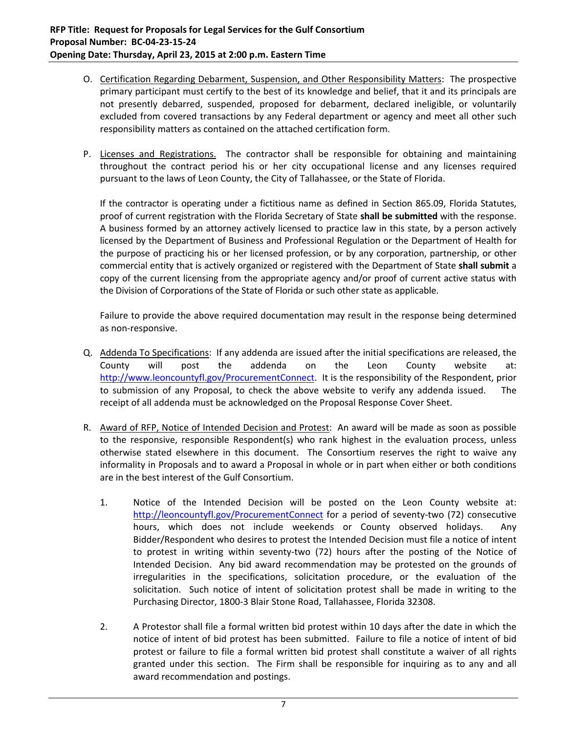O. Certification Regarding Debarment, Suspension, and Other Responsibility Matters: The prospective primary participant must certify to the best of its knowledge and belief, that it and its principals are not presently debarred, suspended, proposed for debarment, declared ineligible, or voluntarily excluded from covered transactions by any Federal department or agency and meet all other such responsibility matters as contained on the attached certification form.

P. Licenses and Registrations. The contractor shall be responsible for obtaining and maintaining throughout the contract period his or her city occupational license and any licenses required pursuant to the laws of Leon County, the City of Tallahassee, or the State of Florida.

   If the contractor is operating under a fictitious name as defined in Section 865.09, Florida Statutes, proof of current registration with the Florida Secretary of State **shall be submitted** with the response. A business formed by an attorney actively licensed to practice law in this state, by a person actively licensed by the Department of Business and Professional Regulation or the Department of Health for the purpose of practicing his or her licensed profession, or by any corporation, partnership, or other commercial entity that is actively organized or registered with the Department of State **shall submit** a copy of the current licensing from the appropriate agency and/or proof of current active status with the Division of Corporations of the State of Florida or such other state as applicable.

   Failure to provide the above required documentation may result in the response being determined as non-responsive.

Q. Addenda To Specifications: If any addenda are issued after the initial specifications are released, the County will post the addenda on the Leon County website at: http://www.leoncountyfl.gov/ProcurementConnect. It is the responsibility of the Respondent, prior to submission of any Proposal, to check the above website to verify any addenda issued. The receipt of all addenda must be acknowledged on the Proposal Response Cover Sheet.

R. Award of RFP, Notice of Intended Decision and Protest: An award will be made as soon as possible to the responsive, responsible Respondent(s) who rank highest in the evaluation process, unless otherwise stated elsewhere in this document. The Consortium reserves the right to waive any informality in Proposals and to award a Proposal in whole or in part when either or both conditions are in the best interest of the Gulf Consortium.

   1. Notice of the Intended Decision will be posted on the Leon County website at: http://leoncountyfl.gov/ProcurementConnect for a period of seventy-two (72) consecutive hours, which does not include weekends or County observed holidays. Any Bidder/Respondent who desires to protest the Intended Decision must file a notice of intent to protest in writing within seventy-two (72) hours after the posting of the Notice of Intended Decision. Any bid award recommendation may be protested on the grounds of irregularities in the specifications, solicitation procedure, or the evaluation of the solicitation. Such notice of intent of solicitation protest shall be made in writing to the Purchasing Director, 1800-3 Blair Stone Road, Tallahassee, Florida 32308.

   2. A Protestor shall file a formal written bid protest within 10 days after the date in which the notice of intent of bid protest has been submitted. Failure to file a notice of intent of bid protest or failure to file a formal written bid protest shall constitute a waiver of all rights granted under this section. The Firm shall be responsible for inquiring as to any and all award recommendation and postings.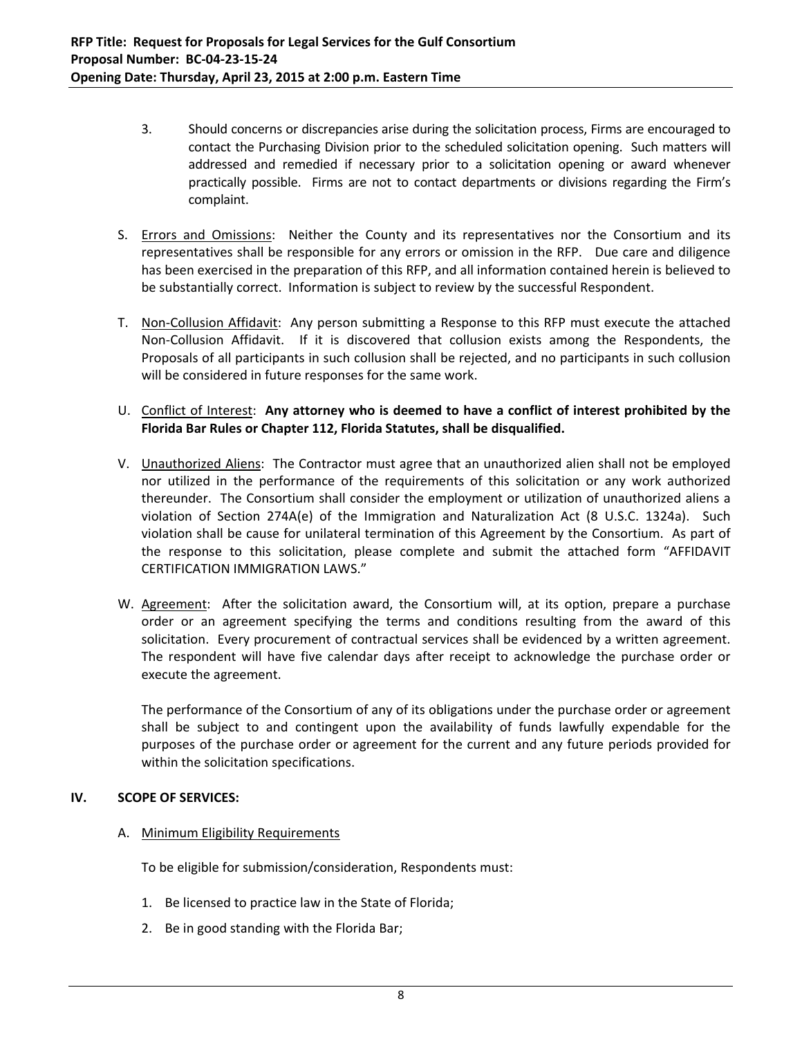3. Should concerns or discrepancies arise during the solicitation process, Firms are encouraged to contact the Purchasing Division prior to the scheduled solicitation opening. Such matters will addressed and remedied if necessary prior to a solicitation opening or award whenever practically possible. Firms are not to contact departments or divisions regarding the Firm's complaint.

S. Errors and Omissions: Neither the County and its representatives nor the Consortium and its representatives shall be responsible for any errors or omission in the RFP. Due care and diligence has been exercised in the preparation of this RFP, and all information contained herein is believed to be substantially correct. Information is subject to review by the successful Respondent.

T. Non-Collusion Affidavit: Any person submitting a Response to this RFP must execute the attached Non-Collusion Affidavit. If it is discovered that collusion exists among the Respondents, the Proposals of all participants in such collusion shall be rejected, and no participants in such collusion will be considered in future responses for the same work.

U. Conflict of Interest: **Any attorney who is deemed to have a conflict of interest prohibited by the Florida Bar Rules or Chapter 112, Florida Statutes, shall be disqualified.**

V. Unauthorized Aliens: The Contractor must agree that an unauthorized alien shall not be employed nor utilized in the performance of the requirements of this solicitation or any work authorized thereunder. The Consortium shall consider the employment or utilization of unauthorized aliens a violation of Section 274A(e) of the Immigration and Naturalization Act (8 U.S.C. 1324a). Such violation shall be cause for unilateral termination of this Agreement by the Consortium. As part of the response to this solicitation, please complete and submit the attached form "AFFIDAVIT CERTIFICATION IMMIGRATION LAWS."

W. Agreement: After the solicitation award, the Consortium will, at its option, prepare a purchase order or an agreement specifying the terms and conditions resulting from the award of this solicitation. Every procurement of contractual services shall be evidenced by a written agreement. The respondent will have five calendar days after receipt to acknowledge the purchase order or execute the agreement.

   The performance of the Consortium of any of its obligations under the purchase order or agreement shall be subject to and contingent upon the availability of funds lawfully expendable for the purposes of the purchase order or agreement for the current and any future periods provided for within the solicitation specifications.

## IV. SCOPE OF SERVICES:

A. Minimum Eligibility Requirements

   To be eligible for submission/consideration, Respondents must:

   1. Be licensed to practice law in the State of Florida;
   2. Be in good standing with the Florida Bar;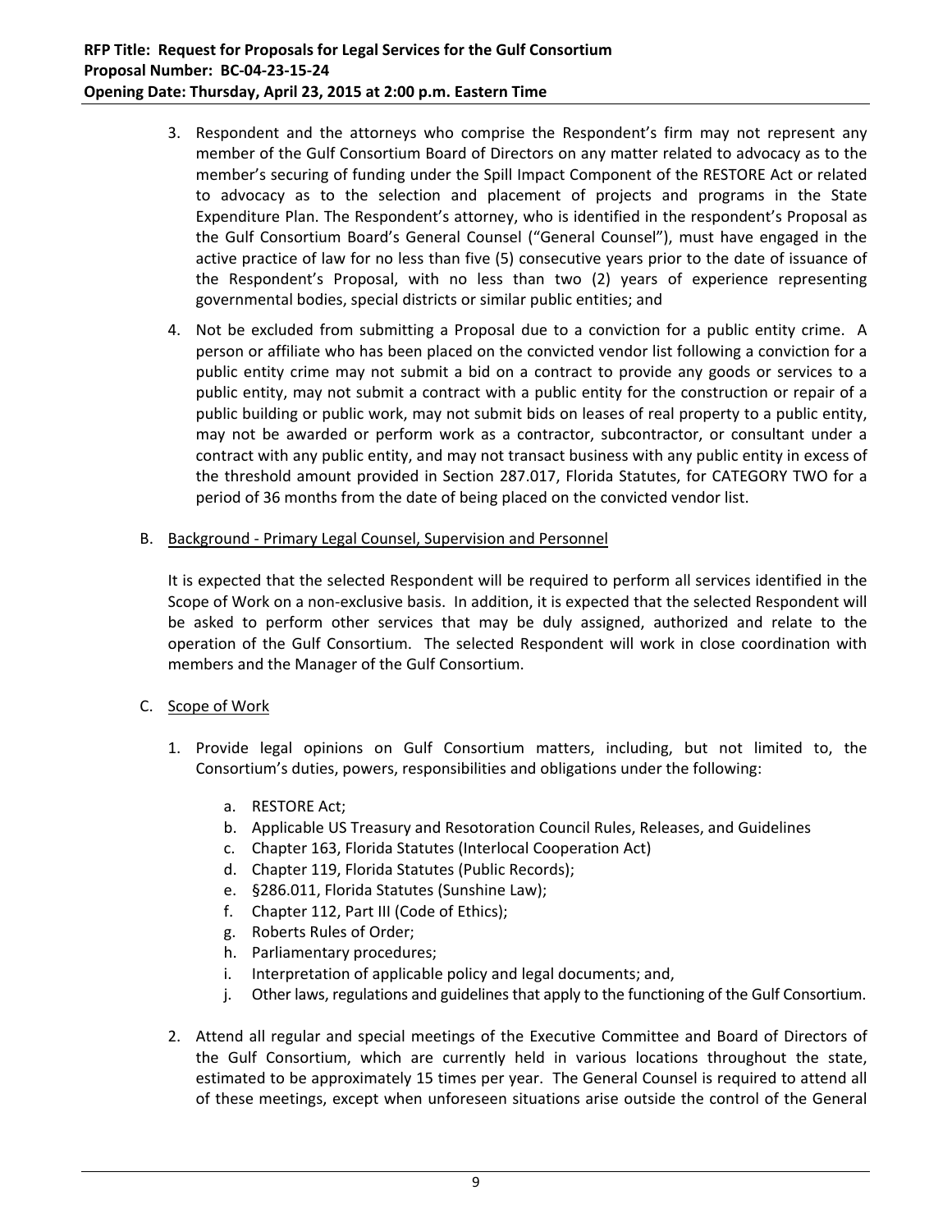3. Respondent and the attorneys who comprise the Respondent's firm may not represent any member of the Gulf Consortium Board of Directors on any matter related to advocacy as to the member's securing of funding under the Spill Impact Component of the RESTORE Act or related to advocacy as to the selection and placement of projects and programs in the State Expenditure Plan. The Respondent's attorney, who is identified in the respondent's Proposal as the Gulf Consortium Board's General Counsel ("General Counsel"), must have engaged in the active practice of law for no less than five (5) consecutive years prior to the date of issuance of the Respondent's Proposal, with no less than two (2) years of experience representing governmental bodies, special districts or similar public entities; and

4. Not be excluded from submitting a Proposal due to a conviction for a public entity crime. A person or affiliate who has been placed on the convicted vendor list following a conviction for a public entity crime may not submit a bid on a contract to provide any goods or services to a public entity, may not submit a contract with a public entity for the construction or repair of a public building or public work, may not submit bids on leases of real property to a public entity, may not be awarded or perform work as a contractor, subcontractor, or consultant under a contract with any public entity, and may not transact business with any public entity in excess of the threshold amount provided in Section 287.017, Florida Statutes, for CATEGORY TWO for a period of 36 months from the date of being placed on the convicted vendor list.

B. Background - Primary Legal Counsel, Supervision and Personnel

It is expected that the selected Respondent will be required to perform all services identified in the Scope of Work on a non-exclusive basis. In addition, it is expected that the selected Respondent will be asked to perform other services that may be duly assigned, authorized and relate to the operation of the Gulf Consortium. The selected Respondent will work in close coordination with members and the Manager of the Gulf Consortium.

C. Scope of Work

1. Provide legal opinions on Gulf Consortium matters, including, but not limited to, the Consortium's duties, powers, responsibilities and obligations under the following:

    a. RESTORE Act;
    b. Applicable US Treasury and Resotoration Council Rules, Releases, and Guidelines
    c. Chapter 163, Florida Statutes (Interlocal Cooperation Act)
    d. Chapter 119, Florida Statutes (Public Records);
    e. §286.011, Florida Statutes (Sunshine Law);
    f. Chapter 112, Part III (Code of Ethics);
    g. Roberts Rules of Order;
    h. Parliamentary procedures;
    i. Interpretation of applicable policy and legal documents; and,
    j. Other laws, regulations and guidelines that apply to the functioning of the Gulf Consortium.

2. Attend all regular and special meetings of the Executive Committee and Board of Directors of the Gulf Consortium, which are currently held in various locations throughout the state, estimated to be approximately 15 times per year. The General Counsel is required to attend all of these meetings, except when unforeseen situations arise outside the control of the General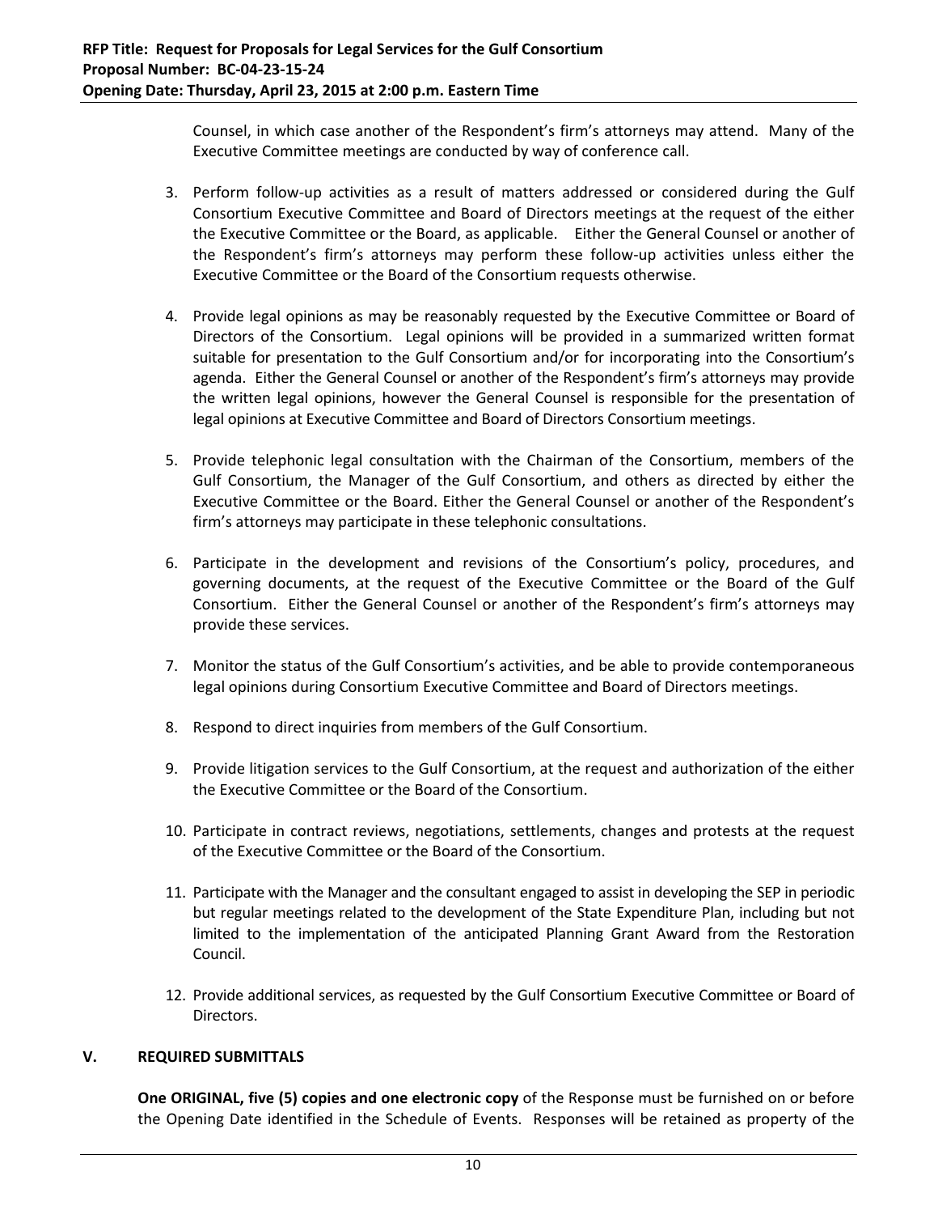Counsel, in which case another of the Respondent's firm's attorneys may attend. Many of the Executive Committee meetings are conducted by way of conference call.

3. Perform follow-up activities as a result of matters addressed or considered during the Gulf Consortium Executive Committee and Board of Directors meetings at the request of the either the Executive Committee or the Board, as applicable. Either the General Counsel or another of the Respondent's firm's attorneys may perform these follow-up activities unless either the Executive Committee or the Board of the Consortium requests otherwise.

4. Provide legal opinions as may be reasonably requested by the Executive Committee or Board of Directors of the Consortium. Legal opinions will be provided in a summarized written format suitable for presentation to the Gulf Consortium and/or for incorporating into the Consortium's agenda. Either the General Counsel or another of the Respondent's firm's attorneys may provide the written legal opinions, however the General Counsel is responsible for the presentation of legal opinions at Executive Committee and Board of Directors Consortium meetings.

5. Provide telephonic legal consultation with the Chairman of the Consortium, members of the Gulf Consortium, the Manager of the Gulf Consortium, and others as directed by either the Executive Committee or the Board. Either the General Counsel or another of the Respondent's firm's attorneys may participate in these telephonic consultations.

6. Participate in the development and revisions of the Consortium's policy, procedures, and governing documents, at the request of the Executive Committee or the Board of the Gulf Consortium. Either the General Counsel or another of the Respondent's firm's attorneys may provide these services.

7. Monitor the status of the Gulf Consortium's activities, and be able to provide contemporaneous legal opinions during Consortium Executive Committee and Board of Directors meetings.

8. Respond to direct inquiries from members of the Gulf Consortium.

9. Provide litigation services to the Gulf Consortium, at the request and authorization of the either the Executive Committee or the Board of the Consortium.

10. Participate in contract reviews, negotiations, settlements, changes and protests at the request of the Executive Committee or the Board of the Consortium.

11. Participate with the Manager and the consultant engaged to assist in developing the SEP in periodic but regular meetings related to the development of the State Expenditure Plan, including but not limited to the implementation of the anticipated Planning Grant Award from the Restoration Council.

12. Provide additional services, as requested by the Gulf Consortium Executive Committee or Board of Directors.

## V. REQUIRED SUBMITTALS

**One ORIGINAL, five (5) copies and one electronic copy** of the Response must be furnished on or before the Opening Date identified in the Schedule of Events. Responses will be retained as property of the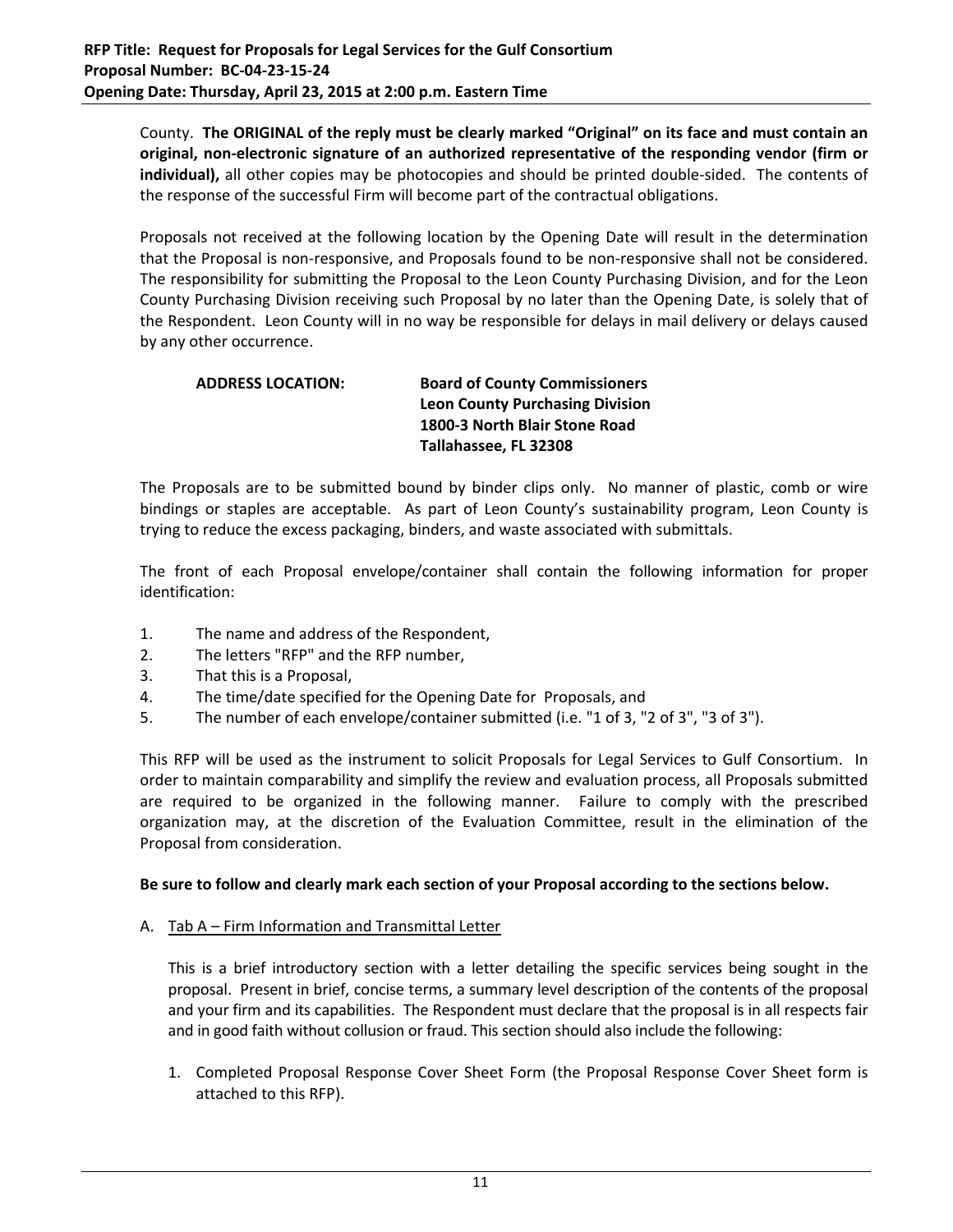County. **The ORIGINAL of the reply must be clearly marked "Original" on its face and must contain an original, non-electronic signature of an authorized representative of the responding vendor (firm or individual),** all other copies may be photocopies and should be printed double-sided. The contents of the response of the successful Firm will become part of the contractual obligations.

Proposals not received at the following location by the Opening Date will result in the determination that the Proposal is non-responsive, and Proposals found to be non-responsive shall not be considered. The responsibility for submitting the Proposal to the Leon County Purchasing Division, and for the Leon County Purchasing Division receiving such Proposal by no later than the Opening Date, is solely that of the Respondent. Leon County will in no way be responsible for delays in mail delivery or delays caused by any other occurrence.

**ADDRESS LOCATION:** **Board of County Commissioners**
**Leon County Purchasing Division**
**1800-3 North Blair Stone Road**
**Tallahassee, FL 32308**

The Proposals are to be submitted bound by binder clips only. No manner of plastic, comb or wire bindings or staples are acceptable. As part of Leon County's sustainability program, Leon County is trying to reduce the excess packaging, binders, and waste associated with submittals.

The front of each Proposal envelope/container shall contain the following information for proper identification:

1. The name and address of the Respondent,
2. The letters "RFP" and the RFP number,
3. That this is a Proposal,
4. The time/date specified for the Opening Date for Proposals, and
5. The number of each envelope/container submitted (i.e. "1 of 3, "2 of 3", "3 of 3").

This RFP will be used as the instrument to solicit Proposals for Legal Services to Gulf Consortium. In order to maintain comparability and simplify the review and evaluation process, all Proposals submitted are required to be organized in the following manner. Failure to comply with the prescribed organization may, at the discretion of the Evaluation Committee, result in the elimination of the Proposal from consideration.

**Be sure to follow and clearly mark each section of your Proposal according to the sections below.**

A. Tab A – Firm Information and Transmittal Letter

This is a brief introductory section with a letter detailing the specific services being sought in the proposal. Present in brief, concise terms, a summary level description of the contents of the proposal and your firm and its capabilities. The Respondent must declare that the proposal is in all respects fair and in good faith without collusion or fraud. This section should also include the following:

1. Completed Proposal Response Cover Sheet Form (the Proposal Response Cover Sheet form is attached to this RFP).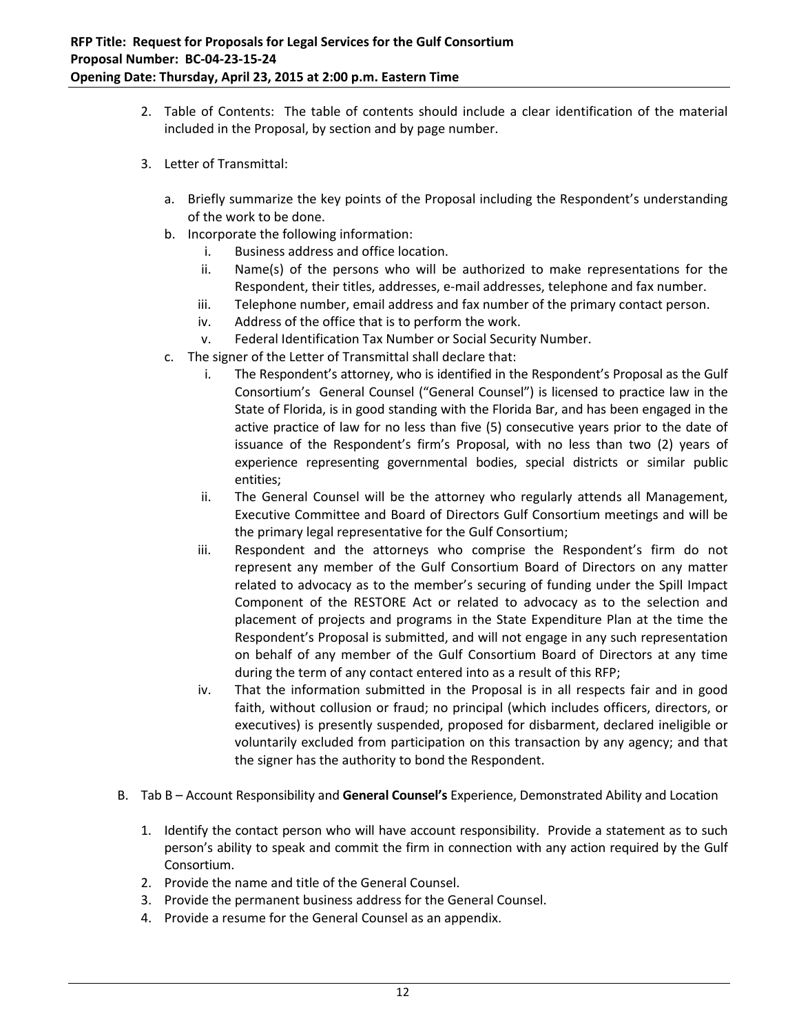2. Table of Contents: The table of contents should include a clear identification of the material included in the Proposal, by section and by page number.

3. Letter of Transmittal:

   a. Briefly summarize the key points of the Proposal including the Respondent's understanding of the work to be done.
   b. Incorporate the following information:
      i. Business address and office location.
      ii. Name(s) of the persons who will be authorized to make representations for the Respondent, their titles, addresses, e-mail addresses, telephone and fax number.
      iii. Telephone number, email address and fax number of the primary contact person.
      iv. Address of the office that is to perform the work.
      v. Federal Identification Tax Number or Social Security Number.
   c. The signer of the Letter of Transmittal shall declare that:
      i. The Respondent's attorney, who is identified in the Respondent's Proposal as the Gulf Consortium's General Counsel ("General Counsel") is licensed to practice law in the State of Florida, is in good standing with the Florida Bar, and has been engaged in the active practice of law for no less than five (5) consecutive years prior to the date of issuance of the Respondent's firm's Proposal, with no less than two (2) years of experience representing governmental bodies, special districts or similar public entities;
      ii. The General Counsel will be the attorney who regularly attends all Management, Executive Committee and Board of Directors Gulf Consortium meetings and will be the primary legal representative for the Gulf Consortium;
      iii. Respondent and the attorneys who comprise the Respondent's firm do not represent any member of the Gulf Consortium Board of Directors on any matter related to advocacy as to the member's securing of funding under the Spill Impact Component of the RESTORE Act or related to advocacy as to the selection and placement of projects and programs in the State Expenditure Plan at the time the Respondent's Proposal is submitted, and will not engage in any such representation on behalf of any member of the Gulf Consortium Board of Directors at any time during the term of any contact entered into as a result of this RFP;
      iv. That the information submitted in the Proposal is in all respects fair and in good faith, without collusion or fraud; no principal (which includes officers, directors, or executives) is presently suspended, proposed for disbarment, declared ineligible or voluntarily excluded from participation on this transaction by any agency; and that the signer has the authority to bond the Respondent.

B. Tab B – Account Responsibility and **General Counsel's** Experience, Demonstrated Ability and Location

   1. Identify the contact person who will have account responsibility. Provide a statement as to such person's ability to speak and commit the firm in connection with any action required by the Gulf Consortium.
   2. Provide the name and title of the General Counsel.
   3. Provide the permanent business address for the General Counsel.
   4. Provide a resume for the General Counsel as an appendix.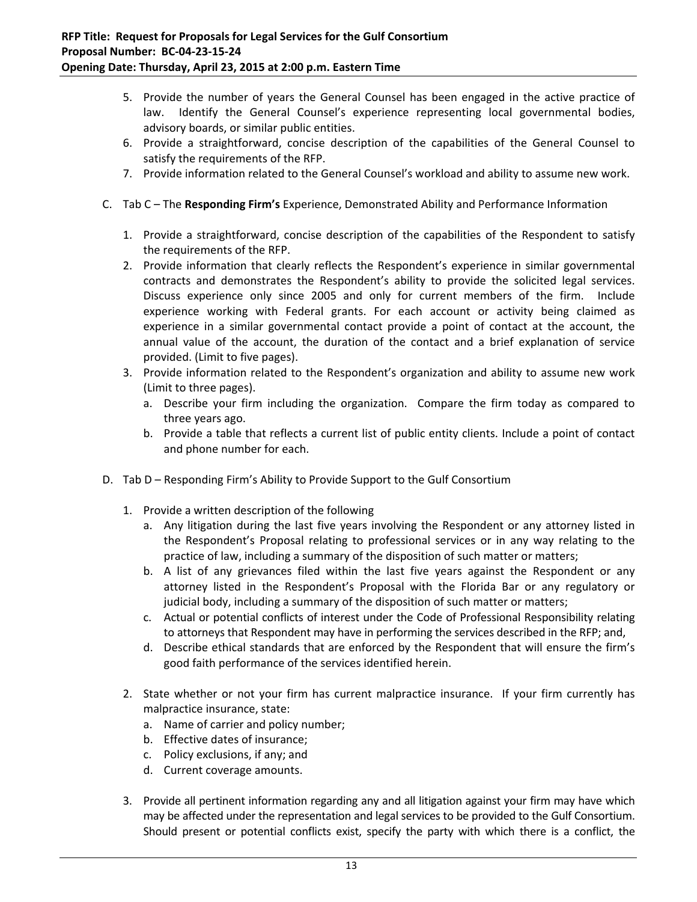5. Provide the number of years the General Counsel has been engaged in the active practice of law. Identify the General Counsel's experience representing local governmental bodies, advisory boards, or similar public entities.
6. Provide a straightforward, concise description of the capabilities of the General Counsel to satisfy the requirements of the RFP.
7. Provide information related to the General Counsel's workload and ability to assume new work.

C. Tab C – The **Responding Firm's** Experience, Demonstrated Ability and Performance Information

1. Provide a straightforward, concise description of the capabilities of the Respondent to satisfy the requirements of the RFP.
2. Provide information that clearly reflects the Respondent's experience in similar governmental contracts and demonstrates the Respondent's ability to provide the solicited legal services. Discuss experience only since 2005 and only for current members of the firm. Include experience working with Federal grants. For each account or activity being claimed as experience in a similar governmental contact provide a point of contact at the account, the annual value of the account, the duration of the contact and a brief explanation of service provided. (Limit to five pages).
3. Provide information related to the Respondent's organization and ability to assume new work (Limit to three pages).
   a. Describe your firm including the organization. Compare the firm today as compared to three years ago.
   b. Provide a table that reflects a current list of public entity clients. Include a point of contact and phone number for each.

D. Tab D – Responding Firm's Ability to Provide Support to the Gulf Consortium

1. Provide a written description of the following
   a. Any litigation during the last five years involving the Respondent or any attorney listed in the Respondent's Proposal relating to professional services or in any way relating to the practice of law, including a summary of the disposition of such matter or matters;
   b. A list of any grievances filed within the last five years against the Respondent or any attorney listed in the Respondent's Proposal with the Florida Bar or any regulatory or judicial body, including a summary of the disposition of such matter or matters;
   c. Actual or potential conflicts of interest under the Code of Professional Responsibility relating to attorneys that Respondent may have in performing the services described in the RFP; and,
   d. Describe ethical standards that are enforced by the Respondent that will ensure the firm's good faith performance of the services identified herein.

2. State whether or not your firm has current malpractice insurance. If your firm currently has malpractice insurance, state:
   a. Name of carrier and policy number;
   b. Effective dates of insurance;
   c. Policy exclusions, if any; and
   d. Current coverage amounts.

3. Provide all pertinent information regarding any and all litigation against your firm may have which may be affected under the representation and legal services to be provided to the Gulf Consortium. Should present or potential conflicts exist, specify the party with which there is a conflict, the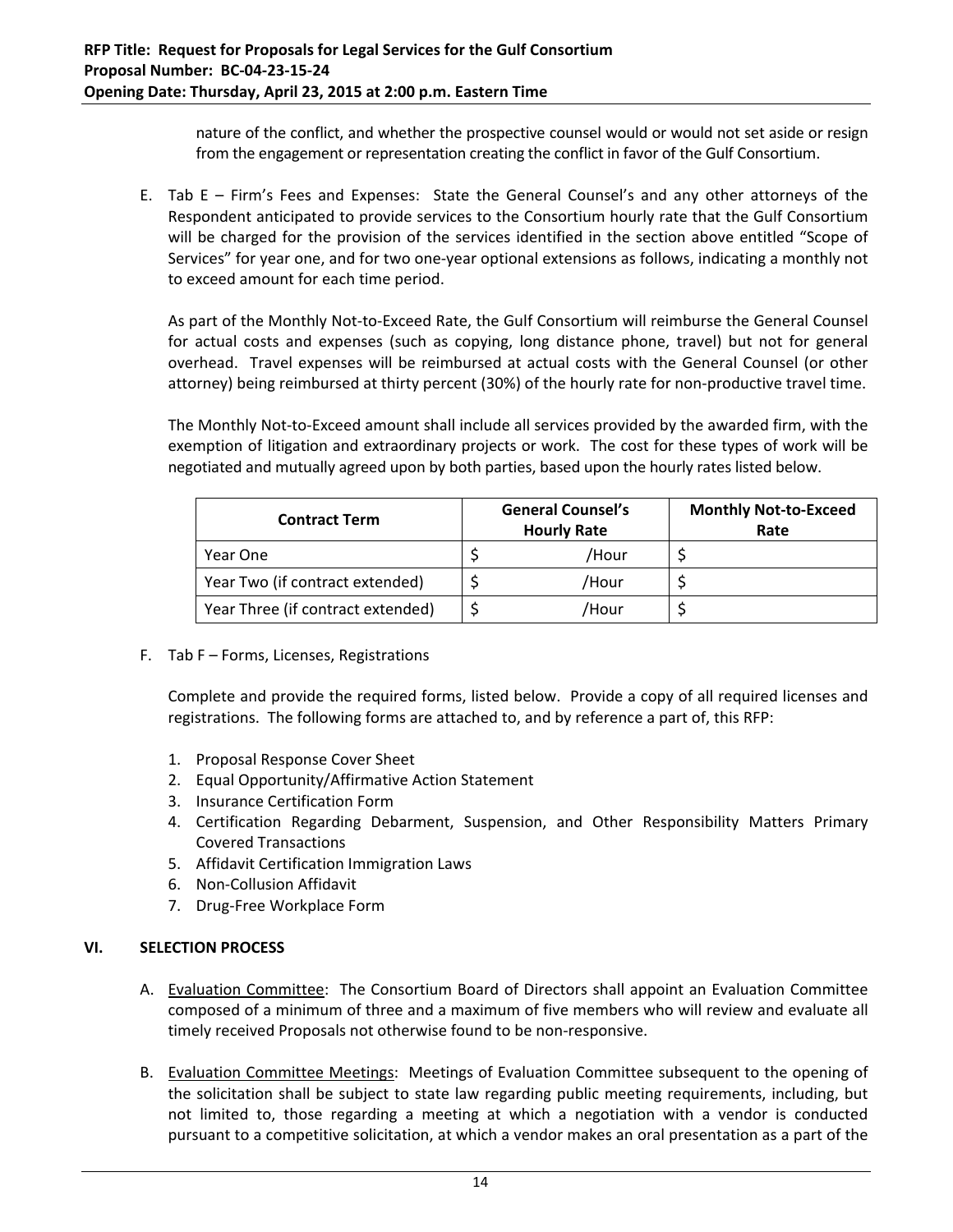nature of the conflict, and whether the prospective counsel would or would not set aside or resign from the engagement or representation creating the conflict in favor of the Gulf Consortium.

E. Tab E – Firm's Fees and Expenses: State the General Counsel's and any other attorneys of the Respondent anticipated to provide services to the Consortium hourly rate that the Gulf Consortium will be charged for the provision of the services identified in the section above entitled "Scope of Services" for year one, and for two one-year optional extensions as follows, indicating a monthly not to exceed amount for each time period.

   As part of the Monthly Not-to-Exceed Rate, the Gulf Consortium will reimburse the General Counsel for actual costs and expenses (such as copying, long distance phone, travel) but not for general overhead. Travel expenses will be reimbursed at actual costs with the General Counsel (or other attorney) being reimbursed at thirty percent (30%) of the hourly rate for non-productive travel time.

   The Monthly Not-to-Exceed amount shall include all services provided by the awarded firm, with the exemption of litigation and extraordinary projects or work. The cost for these types of work will be negotiated and mutually agreed upon by both parties, based upon the hourly rates listed below.

| Contract Term | General Counsel's Hourly Rate | Monthly Not-to-Exceed Rate |
|---|---|---|
| Year One | $ /Hour | $ |
| Year Two (if contract extended) | $ /Hour | $ |
| Year Three (if contract extended) | $ /Hour | $ |

F. Tab F – Forms, Licenses, Registrations

   Complete and provide the required forms, listed below. Provide a copy of all required licenses and registrations. The following forms are attached to, and by reference a part of, this RFP:

   1. Proposal Response Cover Sheet
   2. Equal Opportunity/Affirmative Action Statement
   3. Insurance Certification Form
   4. Certification Regarding Debarment, Suspension, and Other Responsibility Matters Primary Covered Transactions
   5. Affidavit Certification Immigration Laws
   6. Non-Collusion Affidavit
   7. Drug-Free Workplace Form

## VI. SELECTION PROCESS

A. Evaluation Committee: The Consortium Board of Directors shall appoint an Evaluation Committee composed of a minimum of three and a maximum of five members who will review and evaluate all timely received Proposals not otherwise found to be non-responsive.

B. Evaluation Committee Meetings: Meetings of Evaluation Committee subsequent to the opening of the solicitation shall be subject to state law regarding public meeting requirements, including, but not limited to, those regarding a meeting at which a negotiation with a vendor is conducted pursuant to a competitive solicitation, at which a vendor makes an oral presentation as a part of the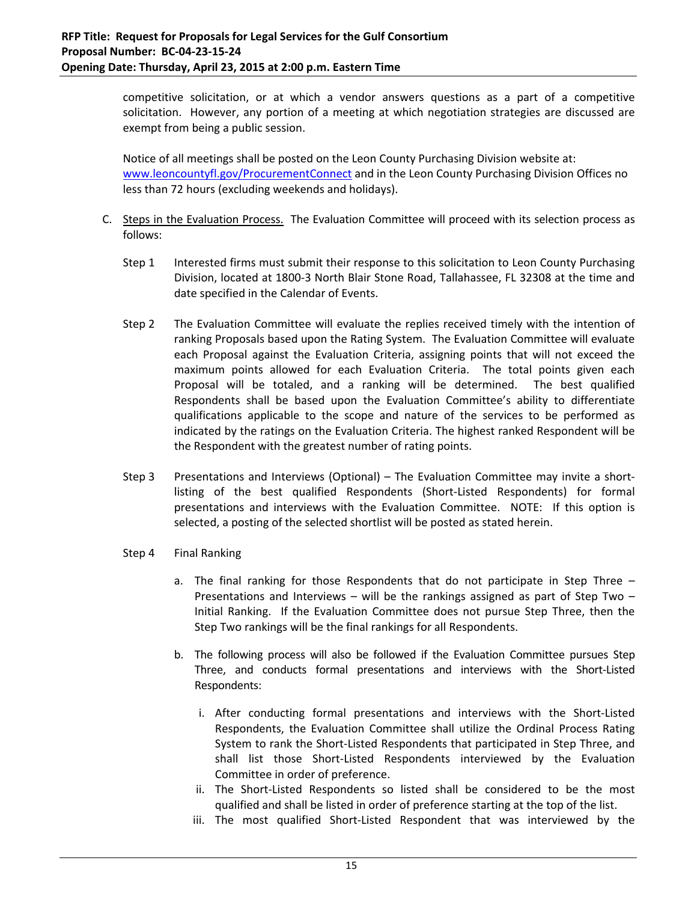competitive solicitation, or at which a vendor answers questions as a part of a competitive solicitation. However, any portion of a meeting at which negotiation strategies are discussed are exempt from being a public session.

Notice of all meetings shall be posted on the Leon County Purchasing Division website at: www.leoncountyfl.gov/ProcurementConnect and in the Leon County Purchasing Division Offices no less than 72 hours (excluding weekends and holidays).

C. Steps in the Evaluation Process. The Evaluation Committee will proceed with its selection process as follows:

Step 1 Interested firms must submit their response to this solicitation to Leon County Purchasing Division, located at 1800-3 North Blair Stone Road, Tallahassee, FL 32308 at the time and date specified in the Calendar of Events.

Step 2 The Evaluation Committee will evaluate the replies received timely with the intention of ranking Proposals based upon the Rating System. The Evaluation Committee will evaluate each Proposal against the Evaluation Criteria, assigning points that will not exceed the maximum points allowed for each Evaluation Criteria. The total points given each Proposal will be totaled, and a ranking will be determined. The best qualified Respondents shall be based upon the Evaluation Committee's ability to differentiate qualifications applicable to the scope and nature of the services to be performed as indicated by the ratings on the Evaluation Criteria. The highest ranked Respondent will be the Respondent with the greatest number of rating points.

Step 3 Presentations and Interviews (Optional) – The Evaluation Committee may invite a short-listing of the best qualified Respondents (Short-Listed Respondents) for formal presentations and interviews with the Evaluation Committee. NOTE: If this option is selected, a posting of the selected shortlist will be posted as stated herein.

Step 4 Final Ranking

a. The final ranking for those Respondents that do not participate in Step Three – Presentations and Interviews – will be the rankings assigned as part of Step Two – Initial Ranking. If the Evaluation Committee does not pursue Step Three, then the Step Two rankings will be the final rankings for all Respondents.

b. The following process will also be followed if the Evaluation Committee pursues Step Three, and conducts formal presentations and interviews with the Short-Listed Respondents:

   i. After conducting formal presentations and interviews with the Short-Listed Respondents, the Evaluation Committee shall utilize the Ordinal Process Rating System to rank the Short-Listed Respondents that participated in Step Three, and shall list those Short-Listed Respondents interviewed by the Evaluation Committee in order of preference.
   
   ii. The Short-Listed Respondents so listed shall be considered to be the most qualified and shall be listed in order of preference starting at the top of the list.
   
   iii. The most qualified Short-Listed Respondent that was interviewed by the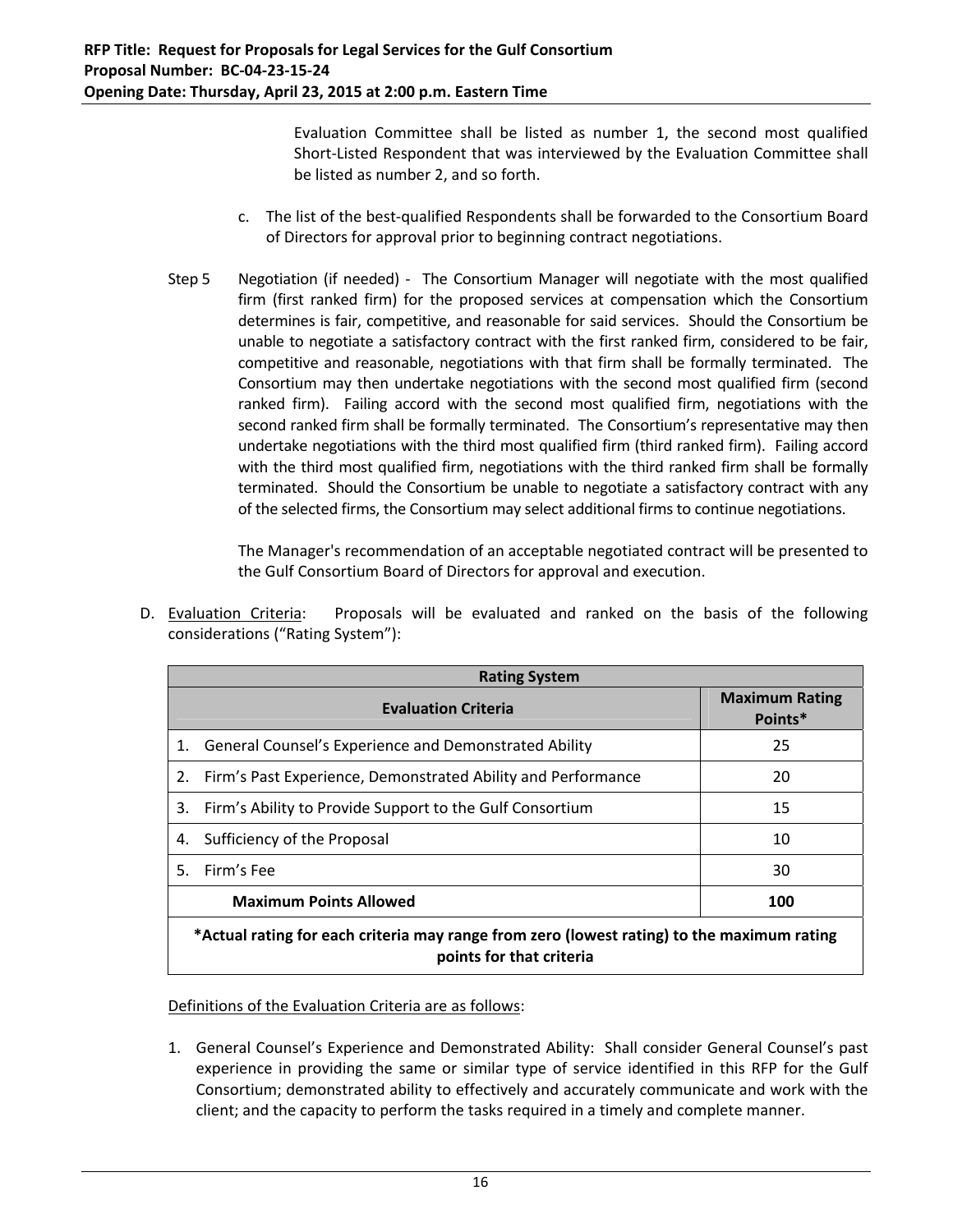Evaluation Committee shall be listed as number 1, the second most qualified Short-Listed Respondent that was interviewed by the Evaluation Committee shall be listed as number 2, and so forth.

c. The list of the best-qualified Respondents shall be forwarded to the Consortium Board of Directors for approval prior to beginning contract negotiations.

Step 5 Negotiation (if needed) - The Consortium Manager will negotiate with the most qualified firm (first ranked firm) for the proposed services at compensation which the Consortium determines is fair, competitive, and reasonable for said services. Should the Consortium be unable to negotiate a satisfactory contract with the first ranked firm, considered to be fair, competitive and reasonable, negotiations with that firm shall be formally terminated. The Consortium may then undertake negotiations with the second most qualified firm (second ranked firm). Failing accord with the second most qualified firm, negotiations with the second ranked firm shall be formally terminated. The Consortium's representative may then undertake negotiations with the third most qualified firm (third ranked firm). Failing accord with the third most qualified firm, negotiations with the third ranked firm shall be formally terminated. Should the Consortium be unable to negotiate a satisfactory contract with any of the selected firms, the Consortium may select additional firms to continue negotiations.

The Manager's recommendation of an acceptable negotiated contract will be presented to the Gulf Consortium Board of Directors for approval and execution.

D. Evaluation Criteria: Proposals will be evaluated and ranked on the basis of the following considerations ("Rating System"):

| Rating System | |
|---|---|
| **Evaluation Criteria** | **Maximum Rating Points*** |
| 1. General Counsel's Experience and Demonstrated Ability | 25 |
| 2. Firm's Past Experience, Demonstrated Ability and Performance | 20 |
| 3. Firm's Ability to Provide Support to the Gulf Consortium | 15 |
| 4. Sufficiency of the Proposal | 10 |
| 5. Firm's Fee | 30 |
| **Maximum Points Allowed** | **100** |
| ***Actual rating for each criteria may range from zero (lowest rating) to the maximum rating points for that criteria** | |

Definitions of the Evaluation Criteria are as follows:

1. General Counsel's Experience and Demonstrated Ability: Shall consider General Counsel's past experience in providing the same or similar type of service identified in this RFP for the Gulf Consortium; demonstrated ability to effectively and accurately communicate and work with the client; and the capacity to perform the tasks required in a timely and complete manner.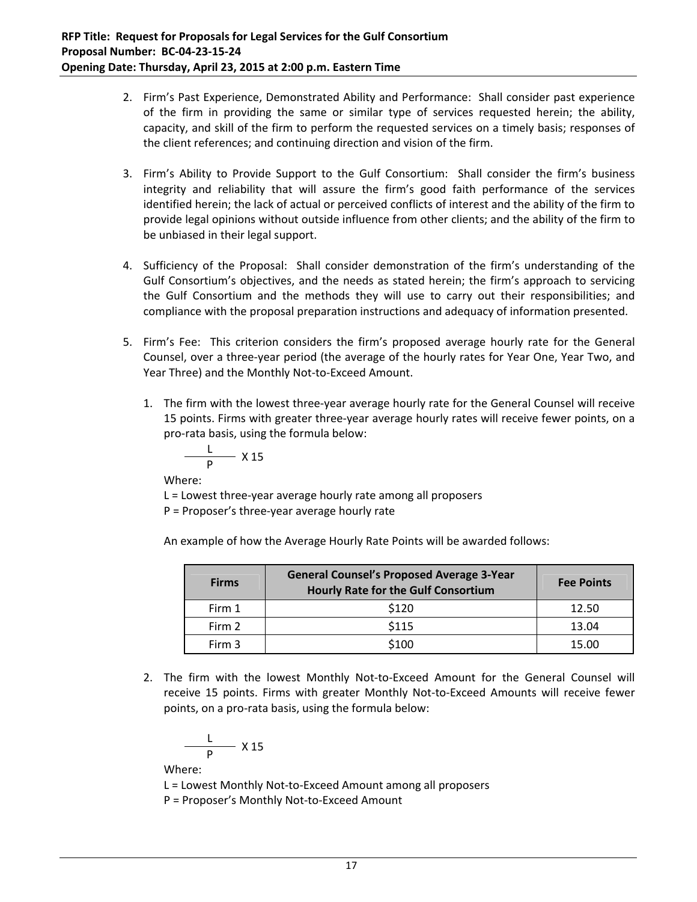2. Firm's Past Experience, Demonstrated Ability and Performance: Shall consider past experience of the firm in providing the same or similar type of services requested herein; the ability, capacity, and skill of the firm to perform the requested services on a timely basis; responses of the client references; and continuing direction and vision of the firm.

3. Firm's Ability to Provide Support to the Gulf Consortium: Shall consider the firm's business integrity and reliability that will assure the firm's good faith performance of the services identified herein; the lack of actual or perceived conflicts of interest and the ability of the firm to provide legal opinions without outside influence from other clients; and the ability of the firm to be unbiased in their legal support.

4. Sufficiency of the Proposal: Shall consider demonstration of the firm's understanding of the Gulf Consortium's objectives, and the needs as stated herein; the firm's approach to servicing the Gulf Consortium and the methods they will use to carry out their responsibilities; and compliance with the proposal preparation instructions and adequacy of information presented.

5. Firm's Fee: This criterion considers the firm's proposed average hourly rate for the General Counsel, over a three-year period (the average of the hourly rates for Year One, Year Two, and Year Three) and the Monthly Not-to-Exceed Amount.

   1. The firm with the lowest three-year average hourly rate for the General Counsel will receive 15 points. Firms with greater three-year average hourly rates will receive fewer points, on a pro-rata basis, using the formula below:

      $$\frac{L}{P} \times 15$$

      Where:
      L = Lowest three-year average hourly rate among all proposers
      P = Proposer's three-year average hourly rate

      An example of how the Average Hourly Rate Points will be awarded follows:

      | Firms | General Counsel's Proposed Average 3-Year Hourly Rate for the Gulf Consortium | Fee Points |
      |---|---|---|
      | Firm 1 | $120 | 12.50 |
      | Firm 2 | $115 | 13.04 |
      | Firm 3 | $100 | 15.00 |

   2. The firm with the lowest Monthly Not-to-Exceed Amount for the General Counsel will receive 15 points. Firms with greater Monthly Not-to-Exceed Amounts will receive fewer points, on a pro-rata basis, using the formula below:

      $$\frac{L}{P} \times 15$$

      Where:
      L = Lowest Monthly Not-to-Exceed Amount among all proposers
      P = Proposer's Monthly Not-to-Exceed Amount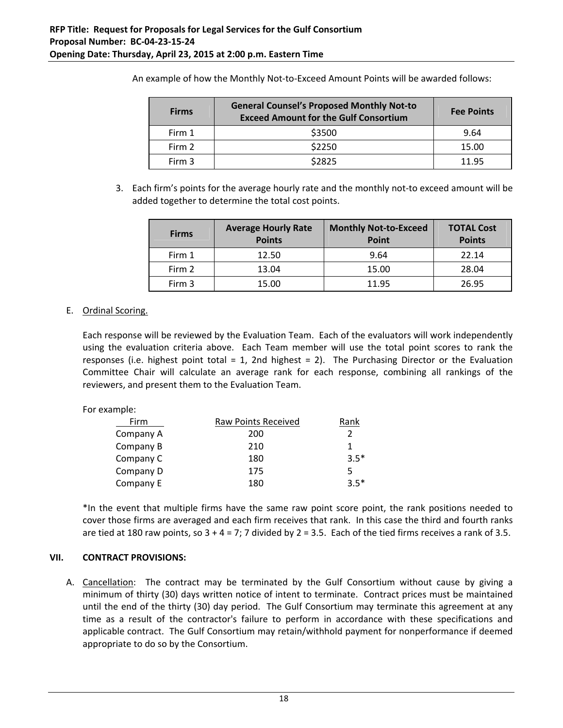An example of how the Monthly Not-to-Exceed Amount Points will be awarded follows:

| Firms | General Counsel's Proposed Monthly Not-to Exceed Amount for the Gulf Consortium | Fee Points |
|---|---|---|
| Firm 1 | $3500 | 9.64 |
| Firm 2 | $2250 | 15.00 |
| Firm 3 | $2825 | 11.95 |

3. Each firm's points for the average hourly rate and the monthly not-to exceed amount will be added together to determine the total cost points.

| Firms | Average Hourly Rate Points | Monthly Not-to-Exceed Point | TOTAL Cost Points |
|---|---|---|---|
| Firm 1 | 12.50 | 9.64 | 22.14 |
| Firm 2 | 13.04 | 15.00 | 28.04 |
| Firm 3 | 15.00 | 11.95 | 26.95 |

E. Ordinal Scoring.

Each response will be reviewed by the Evaluation Team. Each of the evaluators will work independently using the evaluation criteria above. Each Team member will use the total point scores to rank the responses (i.e. highest point total = 1, 2nd highest = 2). The Purchasing Director or the Evaluation Committee Chair will calculate an average rank for each response, combining all rankings of the reviewers, and present them to the Evaluation Team.

For example:

| Firm | Raw Points Received | Rank |
|---|---|---|
| Company A | 200 | 2 |
| Company B | 210 | 1 |
| Company C | 180 | 3.5* |
| Company D | 175 | 5 |
| Company E | 180 | 3.5* |

*In the event that multiple firms have the same raw point score point, the rank positions needed to cover those firms are averaged and each firm receives that rank. In this case the third and fourth ranks are tied at 180 raw points, so 3 + 4 = 7; 7 divided by 2 = 3.5. Each of the tied firms receives a rank of 3.5.

## VII. CONTRACT PROVISIONS:

A. Cancellation: The contract may be terminated by the Gulf Consortium without cause by giving a minimum of thirty (30) days written notice of intent to terminate. Contract prices must be maintained until the end of the thirty (30) day period. The Gulf Consortium may terminate this agreement at any time as a result of the contractor's failure to perform in accordance with these specifications and applicable contract. The Gulf Consortium may retain/withhold payment for nonperformance if deemed appropriate to do so by the Consortium.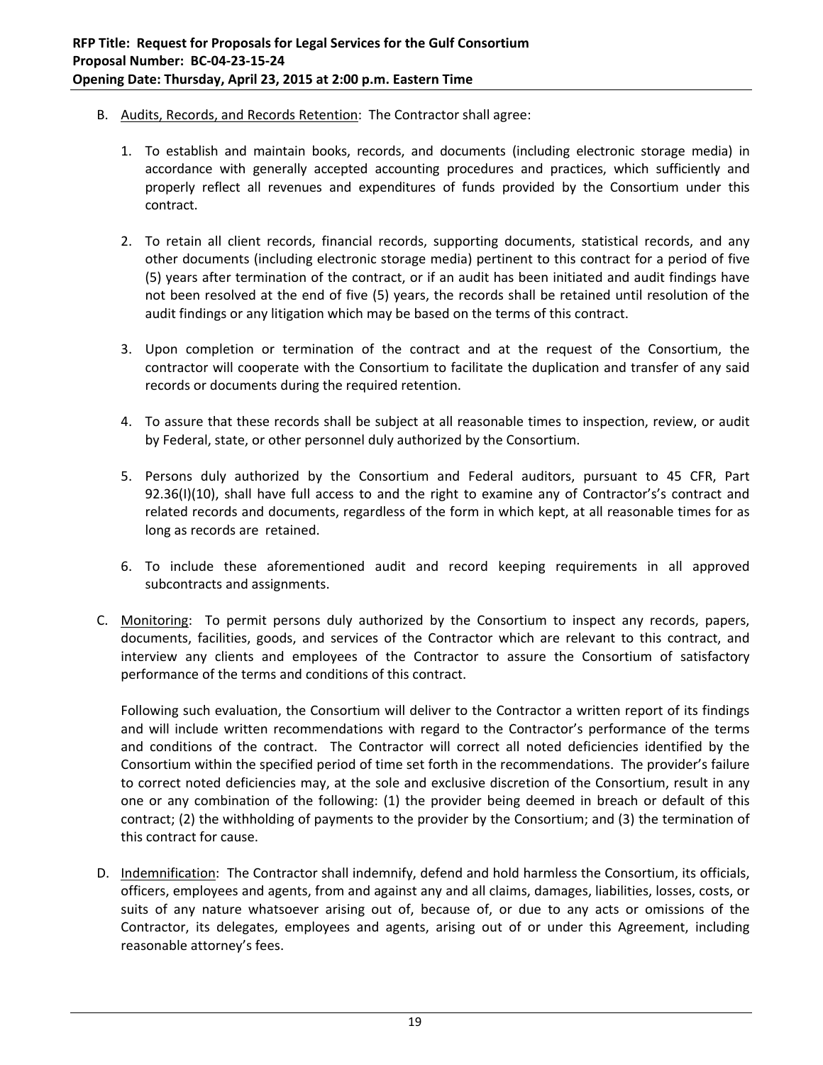B. Audits, Records, and Records Retention: The Contractor shall agree:

1. To establish and maintain books, records, and documents (including electronic storage media) in accordance with generally accepted accounting procedures and practices, which sufficiently and properly reflect all revenues and expenditures of funds provided by the Consortium under this contract.

2. To retain all client records, financial records, supporting documents, statistical records, and any other documents (including electronic storage media) pertinent to this contract for a period of five (5) years after termination of the contract, or if an audit has been initiated and audit findings have not been resolved at the end of five (5) years, the records shall be retained until resolution of the audit findings or any litigation which may be based on the terms of this contract.

3. Upon completion or termination of the contract and at the request of the Consortium, the contractor will cooperate with the Consortium to facilitate the duplication and transfer of any said records or documents during the required retention.

4. To assure that these records shall be subject at all reasonable times to inspection, review, or audit by Federal, state, or other personnel duly authorized by the Consortium.

5. Persons duly authorized by the Consortium and Federal auditors, pursuant to 45 CFR, Part 92.36(I)(10), shall have full access to and the right to examine any of Contractor's's contract and related records and documents, regardless of the form in which kept, at all reasonable times for as long as records are retained.

6. To include these aforementioned audit and record keeping requirements in all approved subcontracts and assignments.

C. Monitoring: To permit persons duly authorized by the Consortium to inspect any records, papers, documents, facilities, goods, and services of the Contractor which are relevant to this contract, and interview any clients and employees of the Contractor to assure the Consortium of satisfactory performance of the terms and conditions of this contract.

Following such evaluation, the Consortium will deliver to the Contractor a written report of its findings and will include written recommendations with regard to the Contractor's performance of the terms and conditions of the contract. The Contractor will correct all noted deficiencies identified by the Consortium within the specified period of time set forth in the recommendations. The provider's failure to correct noted deficiencies may, at the sole and exclusive discretion of the Consortium, result in any one or any combination of the following: (1) the provider being deemed in breach or default of this contract; (2) the withholding of payments to the provider by the Consortium; and (3) the termination of this contract for cause.

D. Indemnification: The Contractor shall indemnify, defend and hold harmless the Consortium, its officials, officers, employees and agents, from and against any and all claims, damages, liabilities, losses, costs, or suits of any nature whatsoever arising out of, because of, or due to any acts or omissions of the Contractor, its delegates, employees and agents, arising out of or under this Agreement, including reasonable attorney's fees.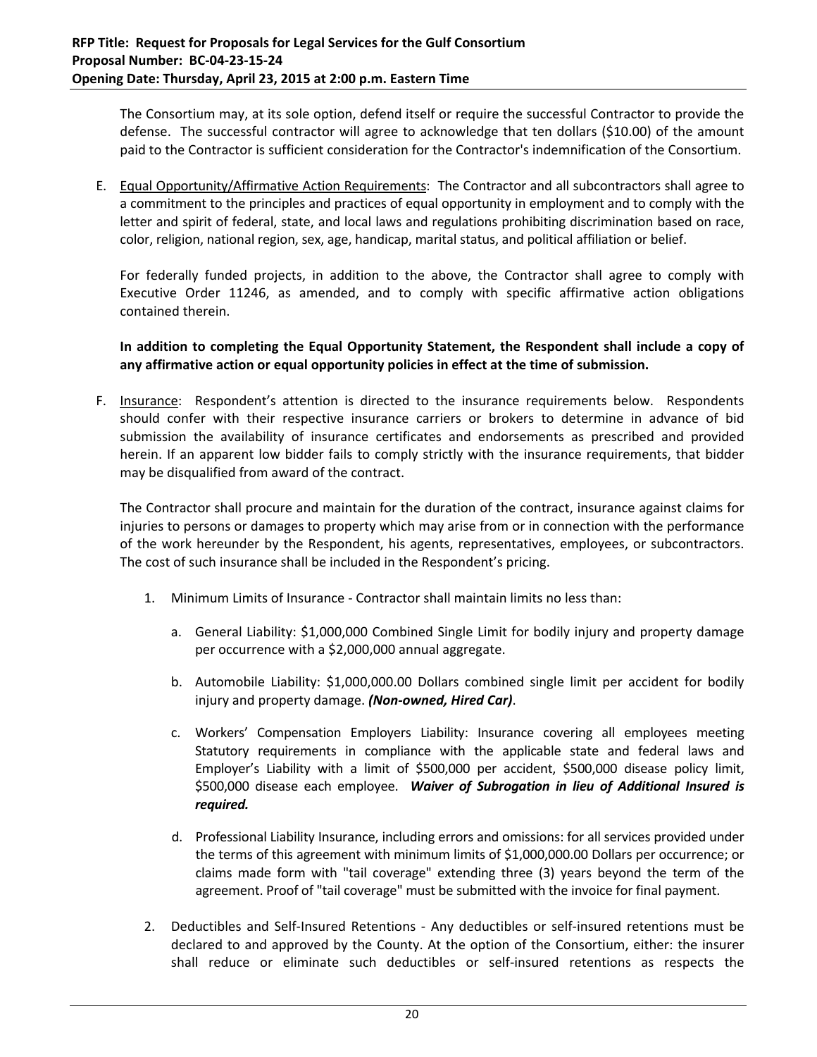The Consortium may, at its sole option, defend itself or require the successful Contractor to provide the defense. The successful contractor will agree to acknowledge that ten dollars ($10.00) of the amount paid to the Contractor is sufficient consideration for the Contractor's indemnification of the Consortium.

E. Equal Opportunity/Affirmative Action Requirements: The Contractor and all subcontractors shall agree to a commitment to the principles and practices of equal opportunity in employment and to comply with the letter and spirit of federal, state, and local laws and regulations prohibiting discrimination based on race, color, religion, national region, sex, age, handicap, marital status, and political affiliation or belief.

   For federally funded projects, in addition to the above, the Contractor shall agree to comply with Executive Order 11246, as amended, and to comply with specific affirmative action obligations contained therein.

   **In addition to completing the Equal Opportunity Statement, the Respondent shall include a copy of any affirmative action or equal opportunity policies in effect at the time of submission.**

F. Insurance: Respondent's attention is directed to the insurance requirements below. Respondents should confer with their respective insurance carriers or brokers to determine in advance of bid submission the availability of insurance certificates and endorsements as prescribed and provided herein. If an apparent low bidder fails to comply strictly with the insurance requirements, that bidder may be disqualified from award of the contract.

   The Contractor shall procure and maintain for the duration of the contract, insurance against claims for injuries to persons or damages to property which may arise from or in connection with the performance of the work hereunder by the Respondent, his agents, representatives, employees, or subcontractors. The cost of such insurance shall be included in the Respondent's pricing.

   1. Minimum Limits of Insurance - Contractor shall maintain limits no less than:

      a. General Liability: $1,000,000 Combined Single Limit for bodily injury and property damage per occurrence with a $2,000,000 annual aggregate.

      b. Automobile Liability: $1,000,000.00 Dollars combined single limit per accident for bodily injury and property damage. ***(Non-owned, Hired Car)***.

      c. Workers' Compensation Employers Liability: Insurance covering all employees meeting Statutory requirements in compliance with the applicable state and federal laws and Employer's Liability with a limit of $500,000 per accident, $500,000 disease policy limit, $500,000 disease each employee. ***Waiver of Subrogation in lieu of Additional Insured is required.***

      d. Professional Liability Insurance, including errors and omissions: for all services provided under the terms of this agreement with minimum limits of $1,000,000.00 Dollars per occurrence; or claims made form with "tail coverage" extending three (3) years beyond the term of the agreement. Proof of "tail coverage" must be submitted with the invoice for final payment.

   2. Deductibles and Self-Insured Retentions - Any deductibles or self-insured retentions must be declared to and approved by the County. At the option of the Consortium, either: the insurer shall reduce or eliminate such deductibles or self-insured retentions as respects the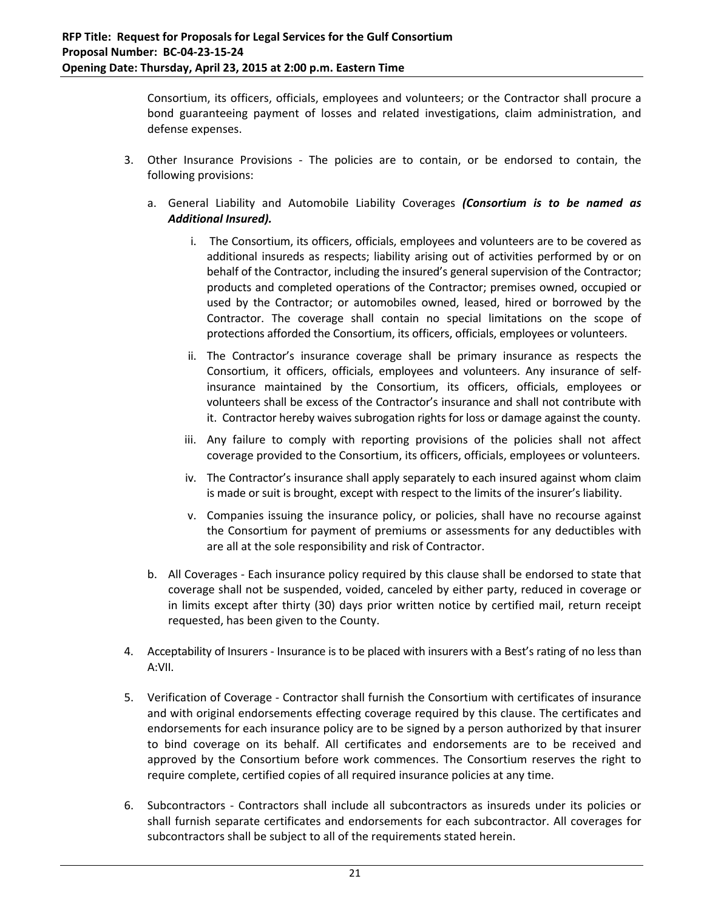Consortium, its officers, officials, employees and volunteers; or the Contractor shall procure a bond guaranteeing payment of losses and related investigations, claim administration, and defense expenses.

3. Other Insurance Provisions - The policies are to contain, or be endorsed to contain, the following provisions:

   a. General Liability and Automobile Liability Coverages ***(Consortium is to be named as Additional Insured).***

      i. The Consortium, its officers, officials, employees and volunteers are to be covered as additional insureds as respects; liability arising out of activities performed by or on behalf of the Contractor, including the insured's general supervision of the Contractor; products and completed operations of the Contractor; premises owned, occupied or used by the Contractor; or automobiles owned, leased, hired or borrowed by the Contractor. The coverage shall contain no special limitations on the scope of protections afforded the Consortium, its officers, officials, employees or volunteers.

      ii. The Contractor's insurance coverage shall be primary insurance as respects the Consortium, it officers, officials, employees and volunteers. Any insurance of self-insurance maintained by the Consortium, its officers, officials, employees or volunteers shall be excess of the Contractor's insurance and shall not contribute with it. Contractor hereby waives subrogation rights for loss or damage against the county.

      iii. Any failure to comply with reporting provisions of the policies shall not affect coverage provided to the Consortium, its officers, officials, employees or volunteers.

      iv. The Contractor's insurance shall apply separately to each insured against whom claim is made or suit is brought, except with respect to the limits of the insurer's liability.

      v. Companies issuing the insurance policy, or policies, shall have no recourse against the Consortium for payment of premiums or assessments for any deductibles with are all at the sole responsibility and risk of Contractor.

   b. All Coverages - Each insurance policy required by this clause shall be endorsed to state that coverage shall not be suspended, voided, canceled by either party, reduced in coverage or in limits except after thirty (30) days prior written notice by certified mail, return receipt requested, has been given to the County.

4. Acceptability of Insurers - Insurance is to be placed with insurers with a Best's rating of no less than A:VII.

5. Verification of Coverage - Contractor shall furnish the Consortium with certificates of insurance and with original endorsements effecting coverage required by this clause. The certificates and endorsements for each insurance policy are to be signed by a person authorized by that insurer to bind coverage on its behalf. All certificates and endorsements are to be received and approved by the Consortium before work commences. The Consortium reserves the right to require complete, certified copies of all required insurance policies at any time.

6. Subcontractors - Contractors shall include all subcontractors as insureds under its policies or shall furnish separate certificates and endorsements for each subcontractor. All coverages for subcontractors shall be subject to all of the requirements stated herein.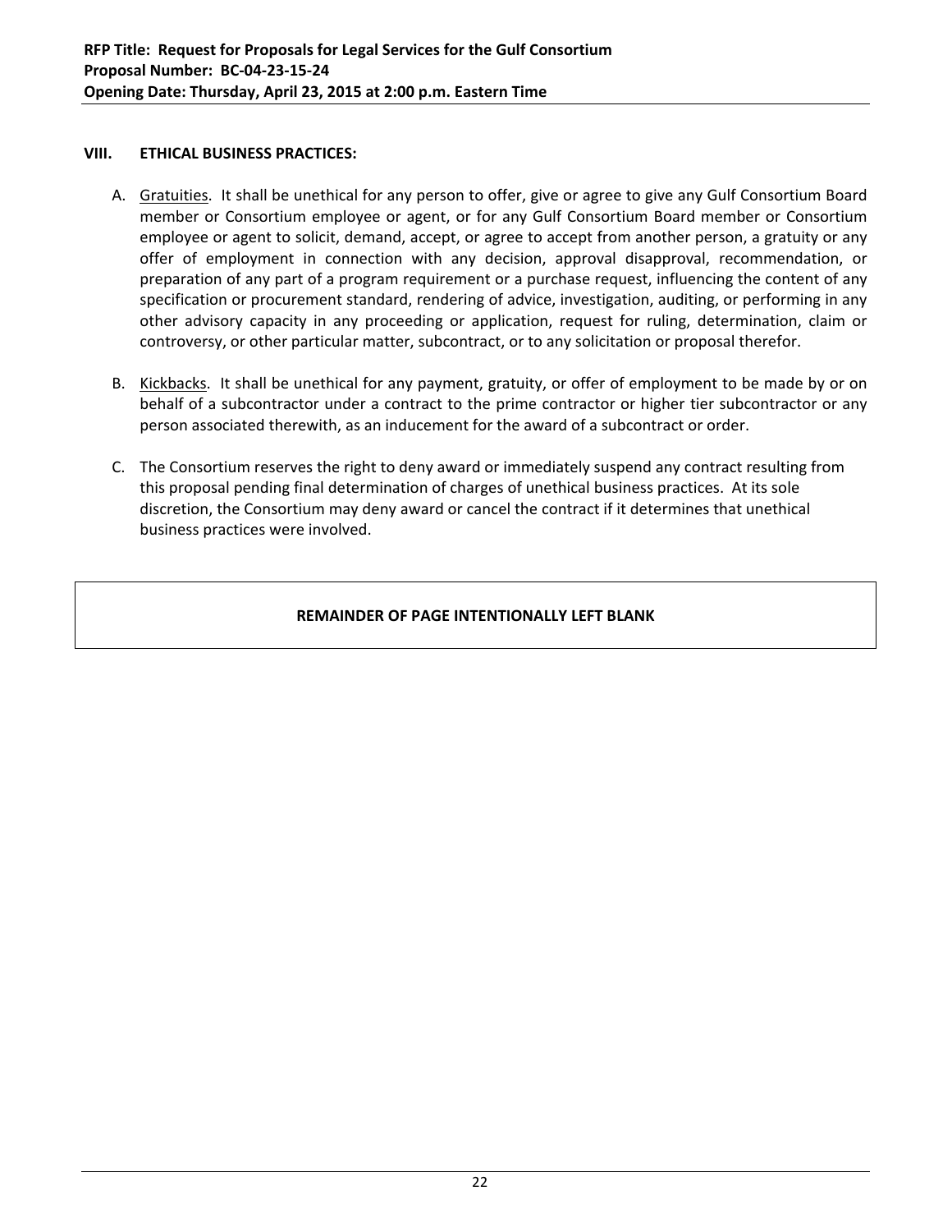## VIII. ETHICAL BUSINESS PRACTICES:

A. Gratuities. It shall be unethical for any person to offer, give or agree to give any Gulf Consortium Board member or Consortium employee or agent, or for any Gulf Consortium Board member or Consortium employee or agent to solicit, demand, accept, or agree to accept from another person, a gratuity or any offer of employment in connection with any decision, approval disapproval, recommendation, or preparation of any part of a program requirement or a purchase request, influencing the content of any specification or procurement standard, rendering of advice, investigation, auditing, or performing in any other advisory capacity in any proceeding or application, request for ruling, determination, claim or controversy, or other particular matter, subcontract, or to any solicitation or proposal therefor.

B. Kickbacks. It shall be unethical for any payment, gratuity, or offer of employment to be made by or on behalf of a subcontractor under a contract to the prime contractor or higher tier subcontractor or any person associated therewith, as an inducement for the award of a subcontract or order.

C. The Consortium reserves the right to deny award or immediately suspend any contract resulting from this proposal pending final determination of charges of unethical business practices. At its sole discretion, the Consortium may deny award or cancel the contract if it determines that unethical business practices were involved.

**REMAINDER OF PAGE INTENTIONALLY LEFT BLANK**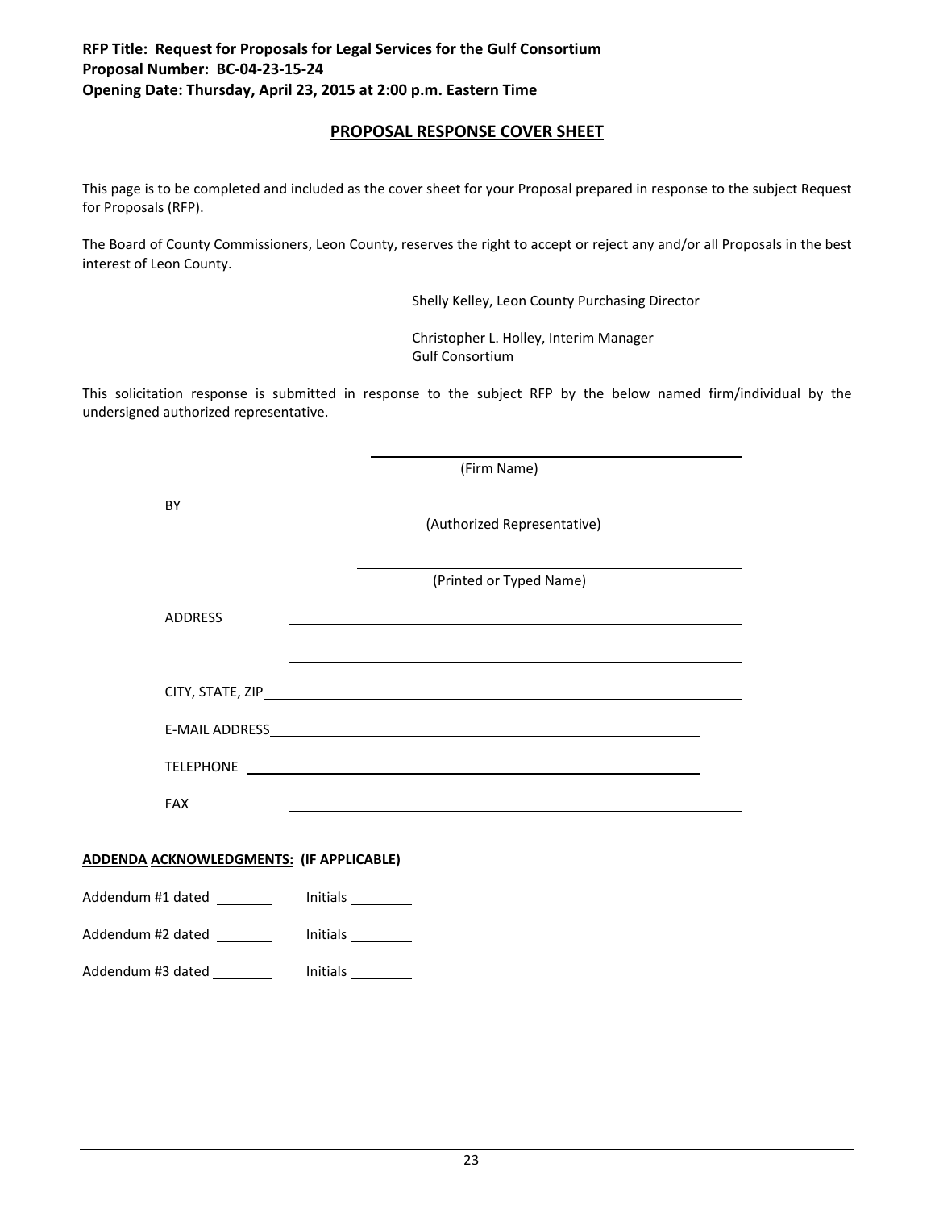**RFP Title: Request for Proposals for Legal Services for the Gulf Consortium**
**Proposal Number: BC-04-23-15-24**
**Opening Date: Thursday, April 23, 2015 at 2:00 p.m. Eastern Time**

## PROPOSAL RESPONSE COVER SHEET

This page is to be completed and included as the cover sheet for your Proposal prepared in response to the subject Request for Proposals (RFP).

The Board of County Commissioners, Leon County, reserves the right to accept or reject any and/or all Proposals in the best interest of Leon County.

Shelly Kelley, Leon County Purchasing Director

Christopher L. Holley, Interim Manager
Gulf Consortium

This solicitation response is submitted in response to the subject RFP by the below named firm/individual by the undersigned authorized representative.

\_\_\_\_\_\_\_\_\_\_\_\_\_\_\_\_\_\_\_\_\_\_\_\_\_\_\_\_\_\_\_\_\_\_\_\_\_\_\_\_
(Firm Name)

BY \_\_\_\_\_\_\_\_\_\_\_\_\_\_\_\_\_\_\_\_\_\_\_\_\_\_\_\_\_\_\_\_\_\_\_\_\_\_\_\_
(Authorized Representative)

\_\_\_\_\_\_\_\_\_\_\_\_\_\_\_\_\_\_\_\_\_\_\_\_\_\_\_\_\_\_\_\_\_\_\_\_\_\_\_\_
(Printed or Typed Name)

ADDRESS \_\_\_\_\_\_\_\_\_\_\_\_\_\_\_\_\_\_\_\_\_\_\_\_\_\_\_\_\_\_\_\_\_\_\_\_\_\_\_\_

\_\_\_\_\_\_\_\_\_\_\_\_\_\_\_\_\_\_\_\_\_\_\_\_\_\_\_\_\_\_\_\_\_\_\_\_\_\_\_\_

CITY, STATE, ZIP \_\_\_\_\_\_\_\_\_\_\_\_\_\_\_\_\_\_\_\_\_\_\_\_\_\_\_\_\_\_\_\_\_\_\_\_\_\_\_\_

E-MAIL ADDRESS \_\_\_\_\_\_\_\_\_\_\_\_\_\_\_\_\_\_\_\_\_\_\_\_\_\_\_\_\_\_\_\_\_\_\_\_\_\_\_\_

TELEPHONE \_\_\_\_\_\_\_\_\_\_\_\_\_\_\_\_\_\_\_\_\_\_\_\_\_\_\_\_\_\_\_\_\_\_\_\_\_\_\_\_

FAX \_\_\_\_\_\_\_\_\_\_\_\_\_\_\_\_\_\_\_\_\_\_\_\_\_\_\_\_\_\_\_\_\_\_\_\_\_\_\_\_

**ADDENDA ACKNOWLEDGMENTS: (IF APPLICABLE)**

Addendum #1 dated \_\_\_\_\_\_\_\_ Initials \_\_\_\_\_\_\_\_

Addendum #2 dated \_\_\_\_\_\_\_\_ Initials \_\_\_\_\_\_\_\_

Addendum #3 dated \_\_\_\_\_\_\_\_ Initials \_\_\_\_\_\_\_\_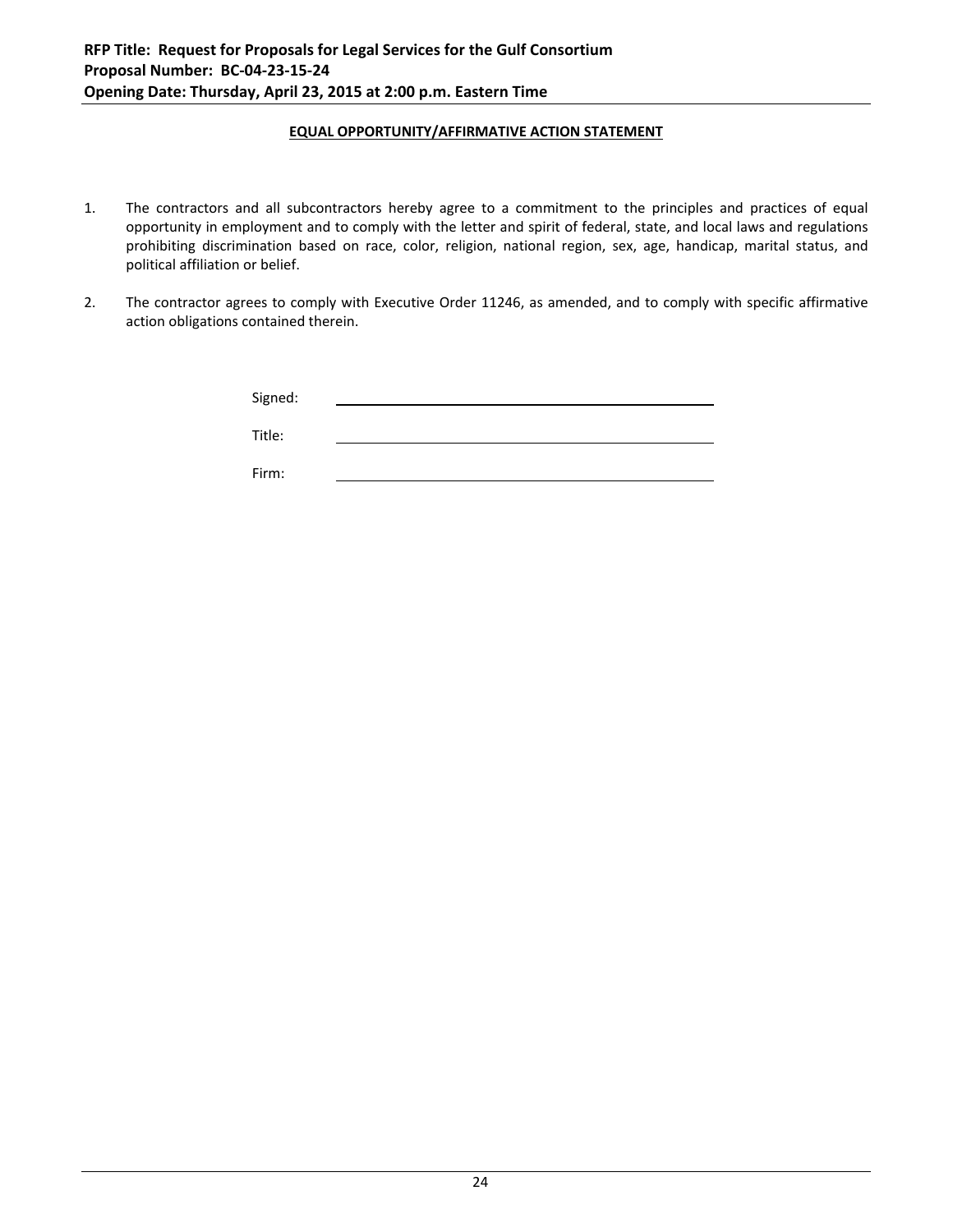## EQUAL OPPORTUNITY/AFFIRMATIVE ACTION STATEMENT

1. The contractors and all subcontractors hereby agree to a commitment to the principles and practices of equal opportunity in employment and to comply with the letter and spirit of federal, state, and local laws and regulations prohibiting discrimination based on race, color, religion, national region, sex, age, handicap, marital status, and political affiliation or belief.

2. The contractor agrees to comply with Executive Order 11246, as amended, and to comply with specific affirmative action obligations contained therein.

Signed: \_\_\_\_\_\_\_\_\_\_\_\_\_\_\_\_\_\_\_\_\_\_\_\_\_\_\_\_\_\_\_\_\_\_\_\_\_\_\_\_

Title: \_\_\_\_\_\_\_\_\_\_\_\_\_\_\_\_\_\_\_\_\_\_\_\_\_\_\_\_\_\_\_\_\_\_\_\_\_\_\_\_

Firm: \_\_\_\_\_\_\_\_\_\_\_\_\_\_\_\_\_\_\_\_\_\_\_\_\_\_\_\_\_\_\_\_\_\_\_\_\_\_\_\_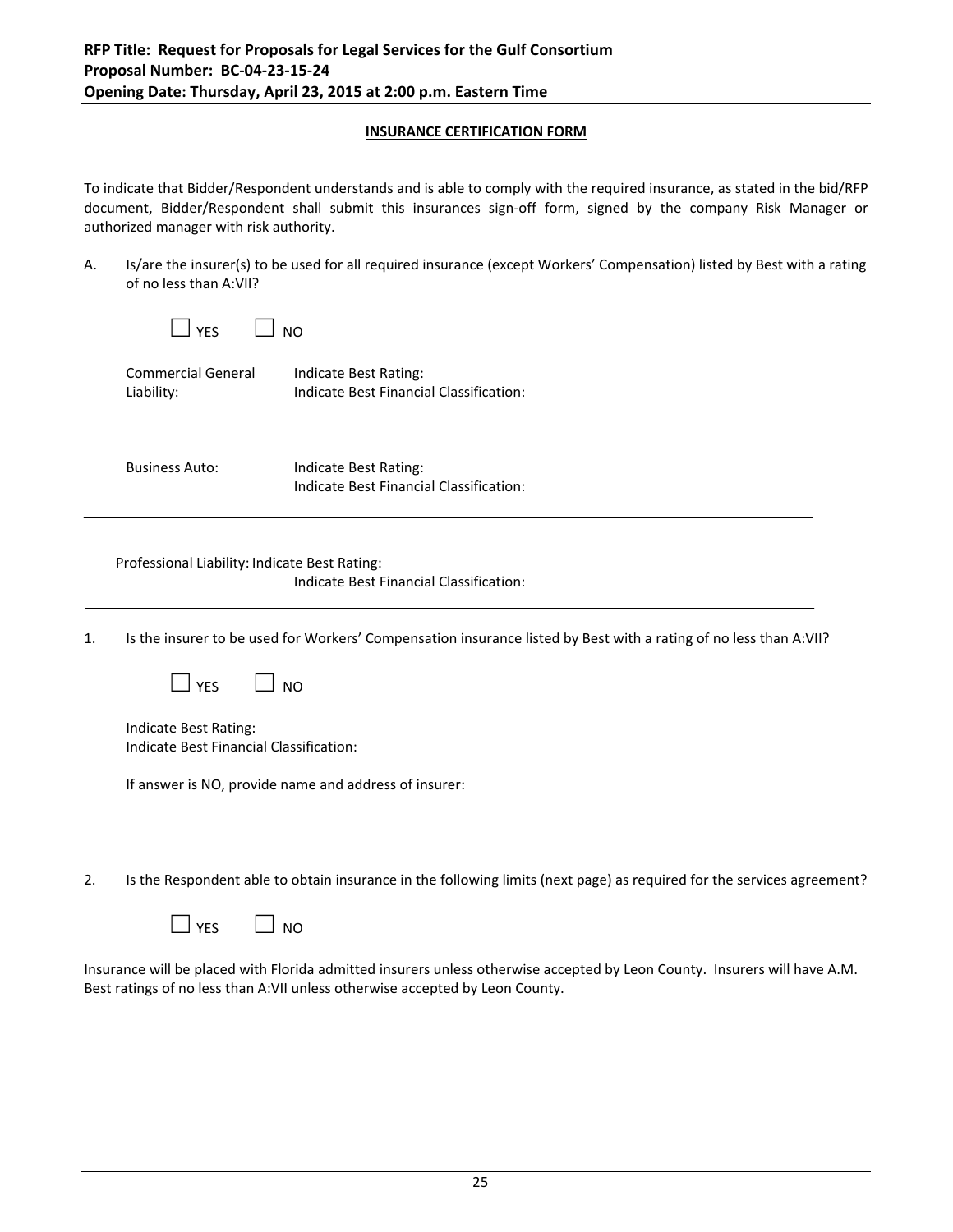**RFP Title: Request for Proposals for Legal Services for the Gulf Consortium**
**Proposal Number: BC-04-23-15-24**
**Opening Date: Thursday, April 23, 2015 at 2:00 p.m. Eastern Time**

## INSURANCE CERTIFICATION FORM

To indicate that Bidder/Respondent understands and is able to comply with the required insurance, as stated in the bid/RFP document, Bidder/Respondent shall submit this insurances sign-off form, signed by the company Risk Manager or authorized manager with risk authority.

A. Is/are the insurer(s) to be used for all required insurance (except Workers' Compensation) listed by Best with a rating of no less than A:VII?

☐ YES ☐ NO

Commercial General Liability: Indicate Best Rating:
Indicate Best Financial Classification:

---

Business Auto: Indicate Best Rating:
Indicate Best Financial Classification:

---

Professional Liability: Indicate Best Rating:
Indicate Best Financial Classification:

---

1. Is the insurer to be used for Workers' Compensation insurance listed by Best with a rating of no less than A:VII?

   ☐ YES ☐ NO

   Indicate Best Rating:
   Indicate Best Financial Classification:

   If answer is NO, provide name and address of insurer:

2. Is the Respondent able to obtain insurance in the following limits (next page) as required for the services agreement?

   ☐ YES ☐ NO

Insurance will be placed with Florida admitted insurers unless otherwise accepted by Leon County. Insurers will have A.M. Best ratings of no less than A:VII unless otherwise accepted by Leon County.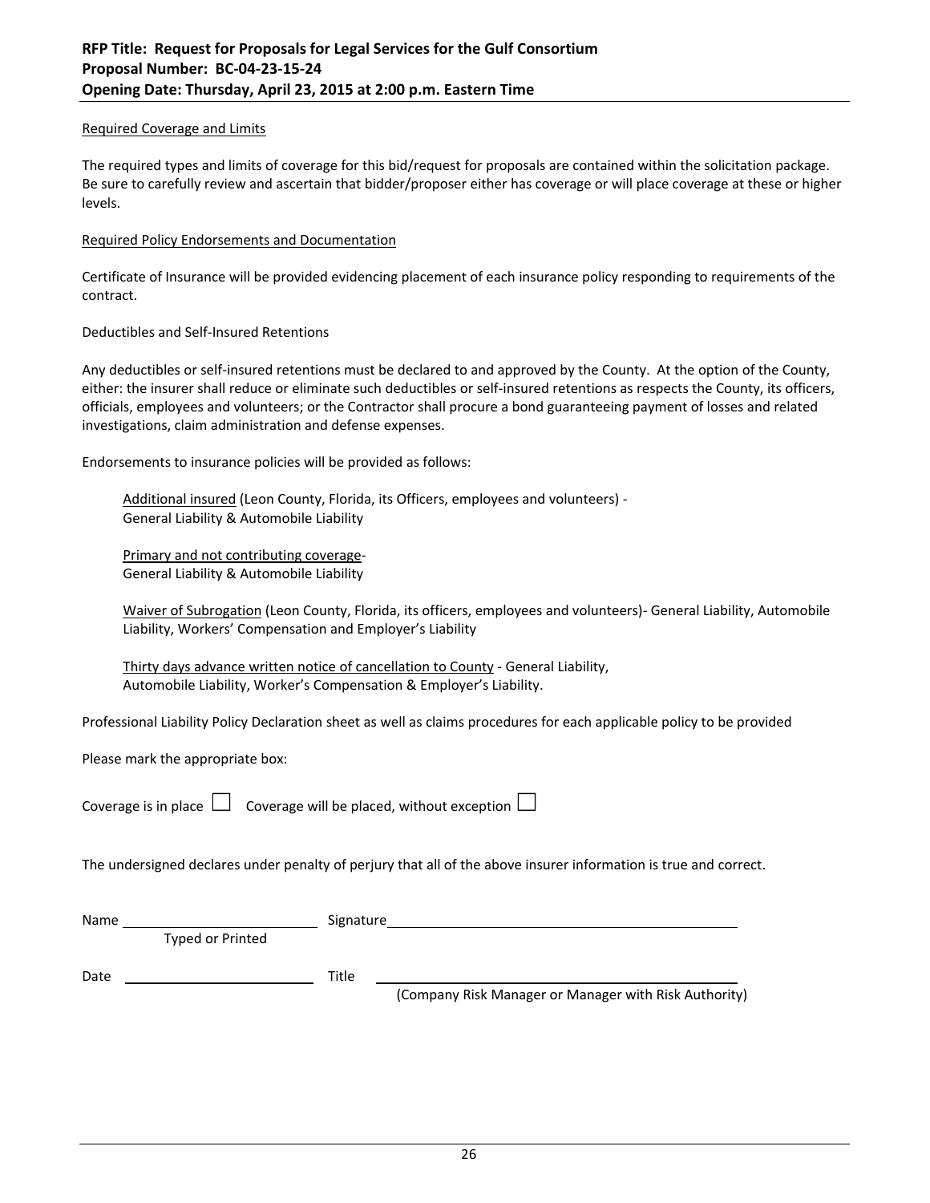Required Coverage and Limits

The required types and limits of coverage for this bid/request for proposals are contained within the solicitation package. Be sure to carefully review and ascertain that bidder/proposer either has coverage or will place coverage at these or higher levels.

Required Policy Endorsements and Documentation

Certificate of Insurance will be provided evidencing placement of each insurance policy responding to requirements of the contract.

Deductibles and Self-Insured Retentions

Any deductibles or self-insured retentions must be declared to and approved by the County. At the option of the County, either: the insurer shall reduce or eliminate such deductibles or self-insured retentions as respects the County, its officers, officials, employees and volunteers; or the Contractor shall procure a bond guaranteeing payment of losses and related investigations, claim administration and defense expenses.

Endorsements to insurance policies will be provided as follows:

> Additional insured (Leon County, Florida, its Officers, employees and volunteers) - General Liability & Automobile Liability
>
> Primary and not contributing coverage- General Liability & Automobile Liability
>
> Waiver of Subrogation (Leon County, Florida, its officers, employees and volunteers)- General Liability, Automobile Liability, Workers' Compensation and Employer's Liability
>
> Thirty days advance written notice of cancellation to County - General Liability, Automobile Liability, Worker's Compensation & Employer's Liability.

Professional Liability Policy Declaration sheet as well as claims procedures for each applicable policy to be provided

Please mark the appropriate box:

Coverage is in place ☐ Coverage will be placed, without exception ☐

The undersigned declares under penalty of perjury that all of the above insurer information is true and correct.

Name ________________________ Signature ____________________________________________
Typed or Printed

Date ________________________ Title ____________________________________________
(Company Risk Manager or Manager with Risk Authority)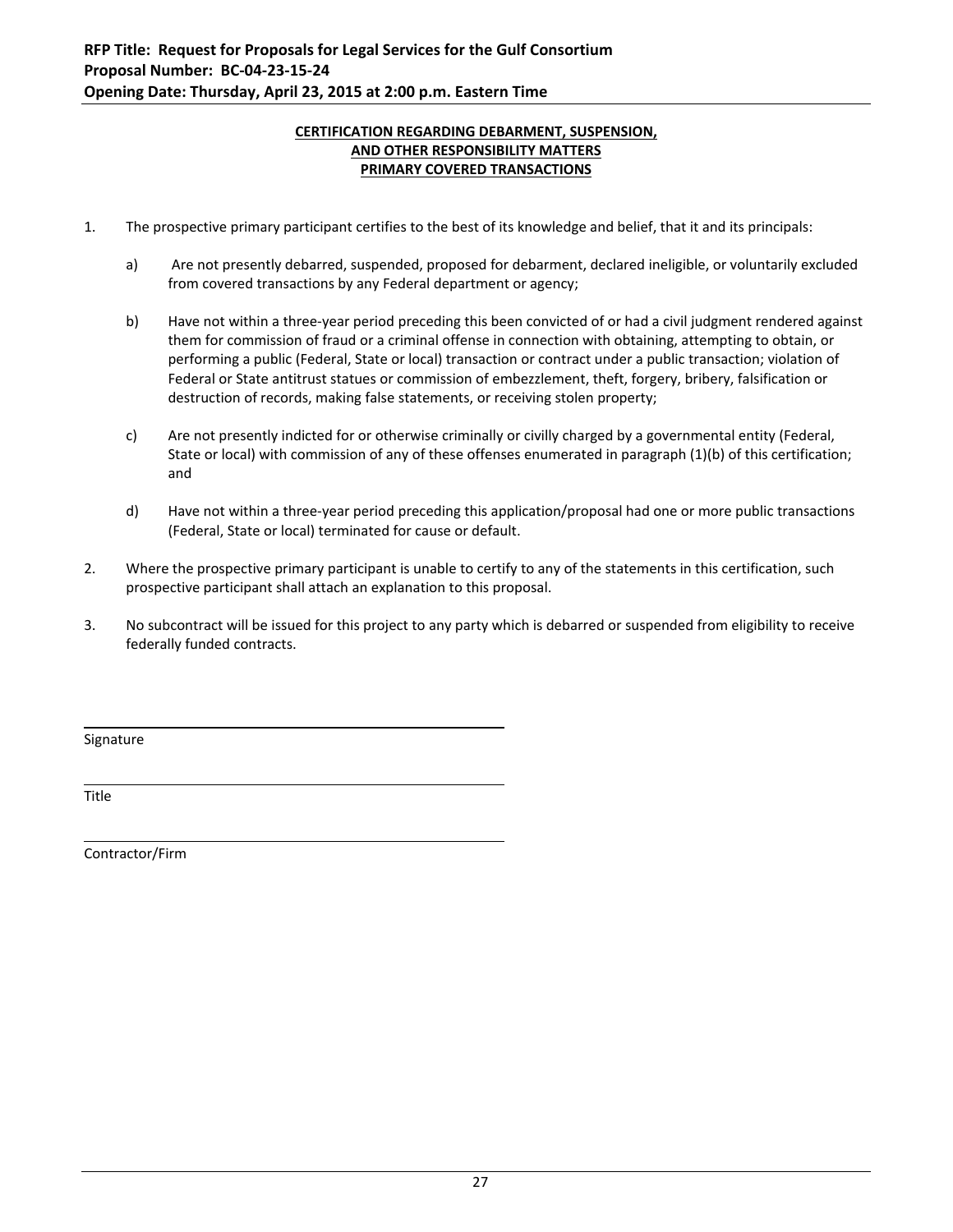**RFP Title: Request for Proposals for Legal Services for the Gulf Consortium**
**Proposal Number: BC-04-23-15-24**
**Opening Date: Thursday, April 23, 2015 at 2:00 p.m. Eastern Time**

## CERTIFICATION REGARDING DEBARMENT, SUSPENSION, AND OTHER RESPONSIBILITY MATTERS PRIMARY COVERED TRANSACTIONS

1. The prospective primary participant certifies to the best of its knowledge and belief, that it and its principals:

   a) Are not presently debarred, suspended, proposed for debarment, declared ineligible, or voluntarily excluded from covered transactions by any Federal department or agency;

   b) Have not within a three-year period preceding this been convicted of or had a civil judgment rendered against them for commission of fraud or a criminal offense in connection with obtaining, attempting to obtain, or performing a public (Federal, State or local) transaction or contract under a public transaction; violation of Federal or State antitrust statues or commission of embezzlement, theft, forgery, bribery, falsification or destruction of records, making false statements, or receiving stolen property;

   c) Are not presently indicted for or otherwise criminally or civilly charged by a governmental entity (Federal, State or local) with commission of any of these offenses enumerated in paragraph (1)(b) of this certification; and

   d) Have not within a three-year period preceding this application/proposal had one or more public transactions (Federal, State or local) terminated for cause or default.

2. Where the prospective primary participant is unable to certify to any of the statements in this certification, such prospective participant shall attach an explanation to this proposal.

3. No subcontract will be issued for this project to any party which is debarred or suspended from eligibility to receive federally funded contracts.

\_\_\_\_\_\_\_\_\_\_\_\_\_\_\_\_\_\_\_\_\_\_\_\_\_\_\_\_\_\_\_\_\_\_\_\_\_\_\_\_
Signature

\_\_\_\_\_\_\_\_\_\_\_\_\_\_\_\_\_\_\_\_\_\_\_\_\_\_\_\_\_\_\_\_\_\_\_\_\_\_\_\_
Title

\_\_\_\_\_\_\_\_\_\_\_\_\_\_\_\_\_\_\_\_\_\_\_\_\_\_\_\_\_\_\_\_\_\_\_\_\_\_\_\_
Contractor/Firm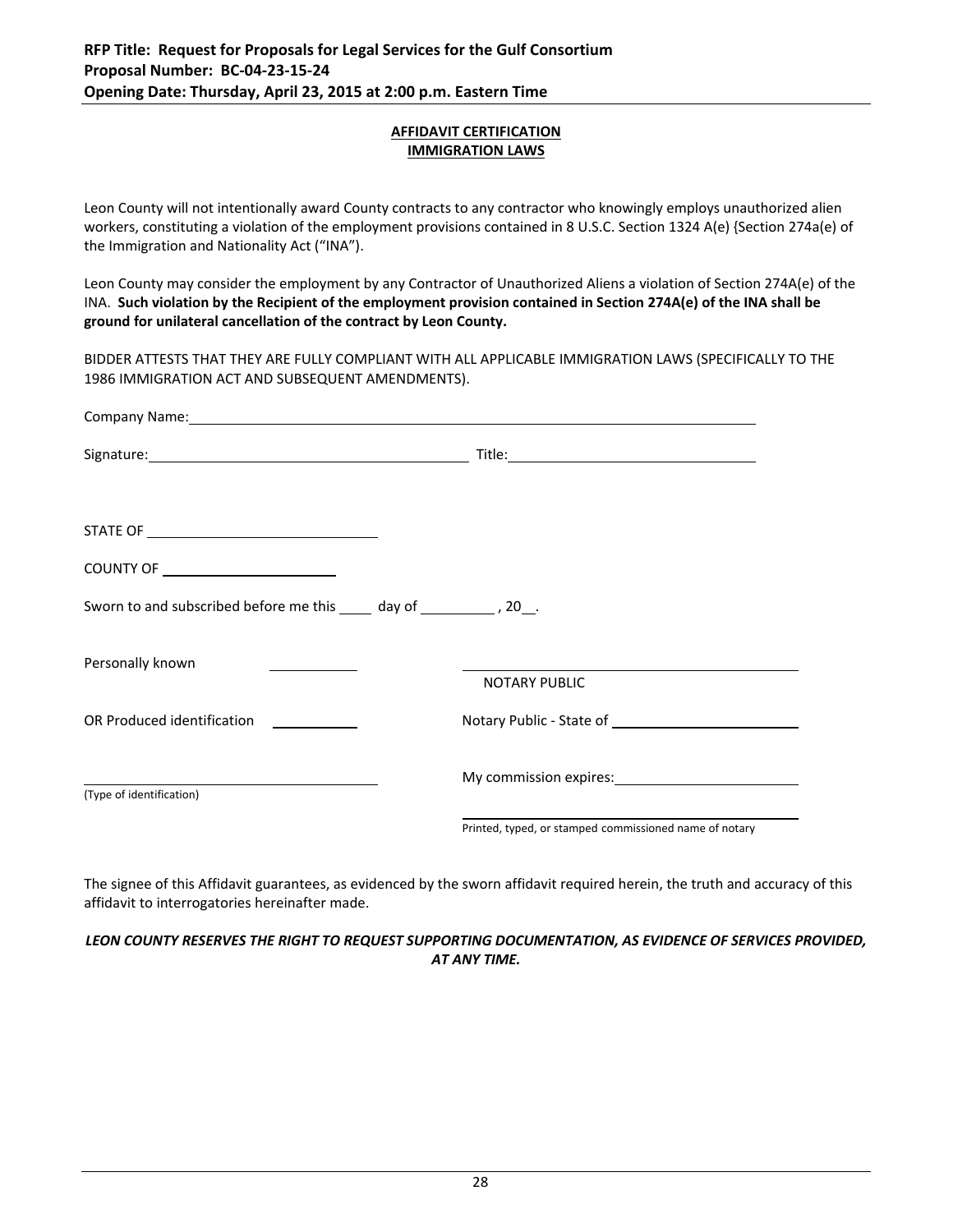**RFP Title: Request for Proposals for Legal Services for the Gulf Consortium**
**Proposal Number: BC-04-23-15-24**
**Opening Date: Thursday, April 23, 2015 at 2:00 p.m. Eastern Time**

## AFFIDAVIT CERTIFICATION
## IMMIGRATION LAWS

Leon County will not intentionally award County contracts to any contractor who knowingly employs unauthorized alien workers, constituting a violation of the employment provisions contained in 8 U.S.C. Section 1324 A(e) {Section 274a(e) of the Immigration and Nationality Act ("INA").

Leon County may consider the employment by any Contractor of Unauthorized Aliens a violation of Section 274A(e) of the INA. **Such violation by the Recipient of the employment provision contained in Section 274A(e) of the INA shall be ground for unilateral cancellation of the contract by Leon County.**

BIDDER ATTESTS THAT THEY ARE FULLY COMPLIANT WITH ALL APPLICABLE IMMIGRATION LAWS (SPECIFICALLY TO THE 1986 IMMIGRATION ACT AND SUBSEQUENT AMENDMENTS).

Company Name: ______________________________________________

Signature: ______________________________ Title: ______________________________

STATE OF ______________________________

COUNTY OF ______________________________

Sworn to and subscribed before me this ____ day of __________ , 20__.

Personally known ____________ ______________________________
NOTARY PUBLIC

OR Produced identification ____________ Notary Public - State of ______________________

______________________________ My commission expires: ______________________
(Type of identification)

______________________________
Printed, typed, or stamped commissioned name of notary

The signee of this Affidavit guarantees, as evidenced by the sworn affidavit required herein, the truth and accuracy of this affidavit to interrogatories hereinafter made.

***LEON COUNTY RESERVES THE RIGHT TO REQUEST SUPPORTING DOCUMENTATION, AS EVIDENCE OF SERVICES PROVIDED, AT ANY TIME.***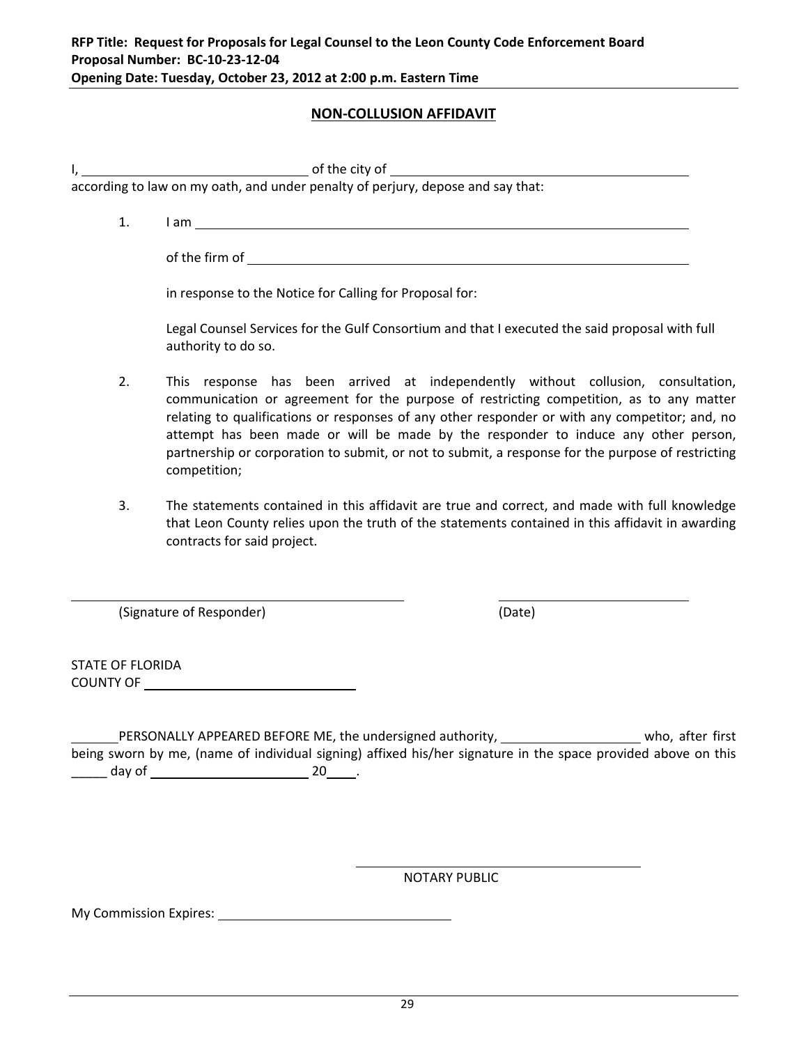**RFP Title: Request for Proposals for Legal Counsel to the Leon County Code Enforcement Board**
**Proposal Number: BC-10-23-12-04**
**Opening Date: Tuesday, October 23, 2012 at 2:00 p.m. Eastern Time**

## NON-COLLUSION AFFIDAVIT

I, \_\_\_\_\_\_\_\_\_\_\_\_\_\_\_\_\_\_\_\_\_\_\_\_\_\_\_\_\_\_ of the city of \_\_\_\_\_\_\_\_\_\_\_\_\_\_\_\_\_\_\_\_\_\_\_\_\_\_\_\_\_\_\_\_\_\_\_\_\_\_\_\_
according to law on my oath, and under penalty of perjury, depose and say that:

1. I am \_\_\_\_\_\_\_\_\_\_\_\_\_\_\_\_\_\_\_\_\_\_\_\_\_\_\_\_\_\_\_\_\_\_\_\_\_\_\_\_\_\_\_\_\_\_\_\_\_\_\_\_\_\_\_\_\_\_\_\_\_\_\_\_\_\_

   of the firm of \_\_\_\_\_\_\_\_\_\_\_\_\_\_\_\_\_\_\_\_\_\_\_\_\_\_\_\_\_\_\_\_\_\_\_\_\_\_\_\_\_\_\_\_\_\_\_\_\_\_\_\_\_\_\_\_\_\_\_

   in response to the Notice for Calling for Proposal for:

   Legal Counsel Services for the Gulf Consortium and that I executed the said proposal with full authority to do so.

2. This response has been arrived at independently without collusion, consultation, communication or agreement for the purpose of restricting competition, as to any matter relating to qualifications or responses of any other responder or with any competitor; and, no attempt has been made or will be made by the responder to induce any other person, partnership or corporation to submit, or not to submit, a response for the purpose of restricting competition;

3. The statements contained in this affidavit are true and correct, and made with full knowledge that Leon County relies upon the truth of the statements contained in this affidavit in awarding contracts for said project.

\_\_\_\_\_\_\_\_\_\_\_\_\_\_\_\_\_\_\_\_\_\_\_\_\_\_\_\_\_\_\_\_\_\_\_\_\_\_\_\_ \_\_\_\_\_\_\_\_\_\_\_\_\_\_\_\_\_\_\_\_\_\_\_\_\_\_\_\_
(Signature of Responder) (Date)

STATE OF FLORIDA
COUNTY OF \_\_\_\_\_\_\_\_\_\_\_\_\_\_\_\_\_\_\_\_\_\_\_\_\_\_\_\_

\_\_\_\_\_\_\_PERSONALLY APPEARED BEFORE ME, the undersigned authority, \_\_\_\_\_\_\_\_\_\_\_\_\_\_\_\_\_\_\_\_ who, after first being sworn by me, (name of individual signing) affixed his/her signature in the space provided above on this \_\_\_\_\_ day of \_\_\_\_\_\_\_\_\_\_\_\_\_\_\_\_\_\_\_\_\_\_ 20\_\_\_\_.

\_\_\_\_\_\_\_\_\_\_\_\_\_\_\_\_\_\_\_\_\_\_\_\_\_\_\_\_\_\_\_\_\_\_\_\_\_\_\_\_
NOTARY PUBLIC

My Commission Expires: \_\_\_\_\_\_\_\_\_\_\_\_\_\_\_\_\_\_\_\_\_\_\_\_\_\_\_\_\_\_\_\_\_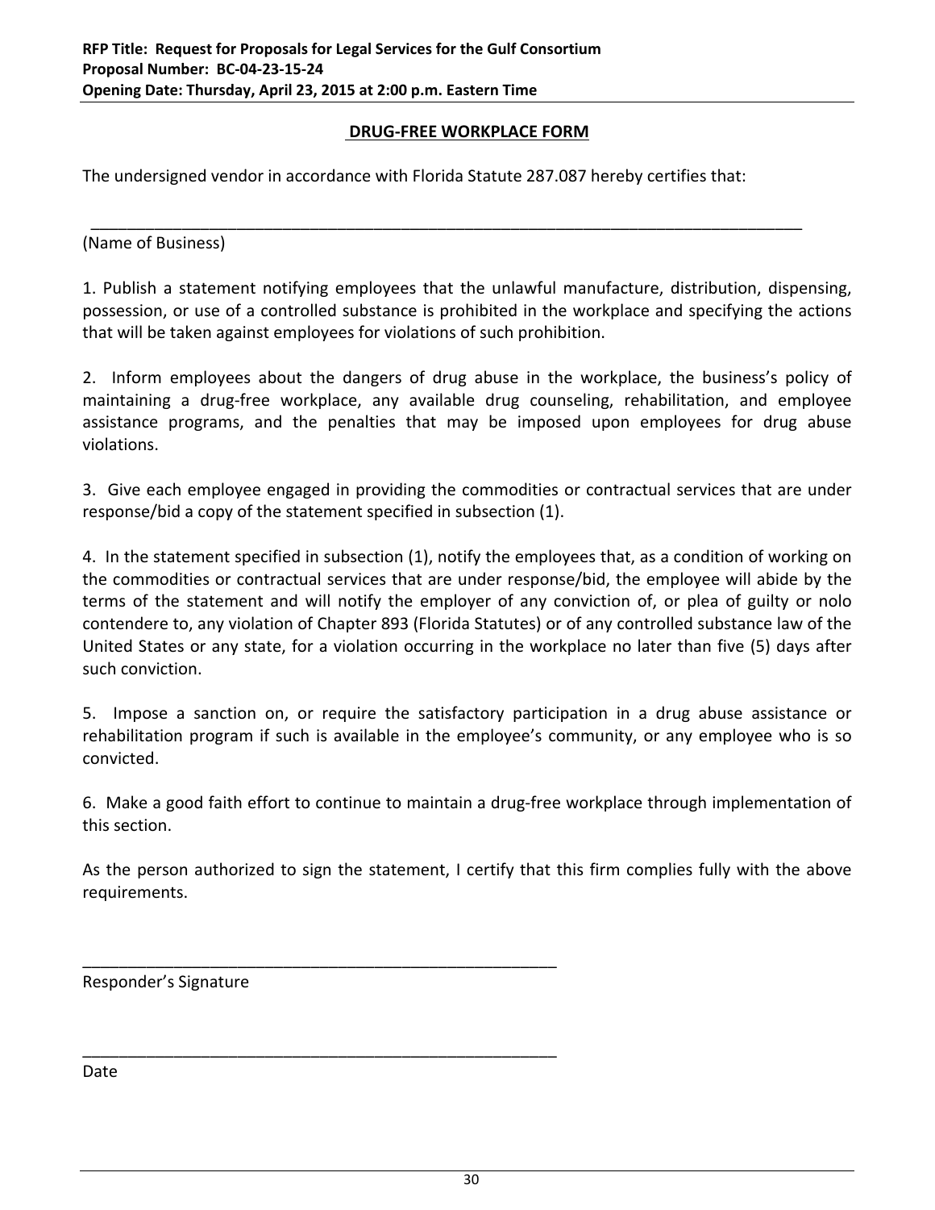## DRUG-FREE WORKPLACE FORM

The undersigned vendor in accordance with Florida Statute 287.087 hereby certifies that:

\_\_\_\_\_\_\_\_\_\_\_\_\_\_\_\_\_\_\_\_\_\_\_\_\_\_\_\_\_\_\_\_\_\_\_\_\_\_\_\_\_\_\_\_\_\_\_\_\_\_\_\_\_\_\_\_\_\_\_\_\_\_\_\_\_\_\_\_\_\_\_\_\_\_\_\_

(Name of Business)

1. Publish a statement notifying employees that the unlawful manufacture, distribution, dispensing, possession, or use of a controlled substance is prohibited in the workplace and specifying the actions that will be taken against employees for violations of such prohibition.

2. Inform employees about the dangers of drug abuse in the workplace, the business's policy of maintaining a drug-free workplace, any available drug counseling, rehabilitation, and employee assistance programs, and the penalties that may be imposed upon employees for drug abuse violations.

3. Give each employee engaged in providing the commodities or contractual services that are under response/bid a copy of the statement specified in subsection (1).

4. In the statement specified in subsection (1), notify the employees that, as a condition of working on the commodities or contractual services that are under response/bid, the employee will abide by the terms of the statement and will notify the employer of any conviction of, or plea of guilty or nolo contendere to, any violation of Chapter 893 (Florida Statutes) or of any controlled substance law of the United States or any state, for a violation occurring in the workplace no later than five (5) days after such conviction.

5. Impose a sanction on, or require the satisfactory participation in a drug abuse assistance or rehabilitation program if such is available in the employee's community, or any employee who is so convicted.

6. Make a good faith effort to continue to maintain a drug-free workplace through implementation of this section.

As the person authorized to sign the statement, I certify that this firm complies fully with the above requirements.

\_\_\_\_\_\_\_\_\_\_\_\_\_\_\_\_\_\_\_\_\_\_\_\_\_\_\_\_\_\_\_\_\_\_\_\_\_\_\_\_\_\_\_\_\_\_\_\_\_\_

Responder's Signature

\_\_\_\_\_\_\_\_\_\_\_\_\_\_\_\_\_\_\_\_\_\_\_\_\_\_\_\_\_\_\_\_\_\_\_\_\_\_\_\_\_\_\_\_\_\_\_\_\_\_

Date